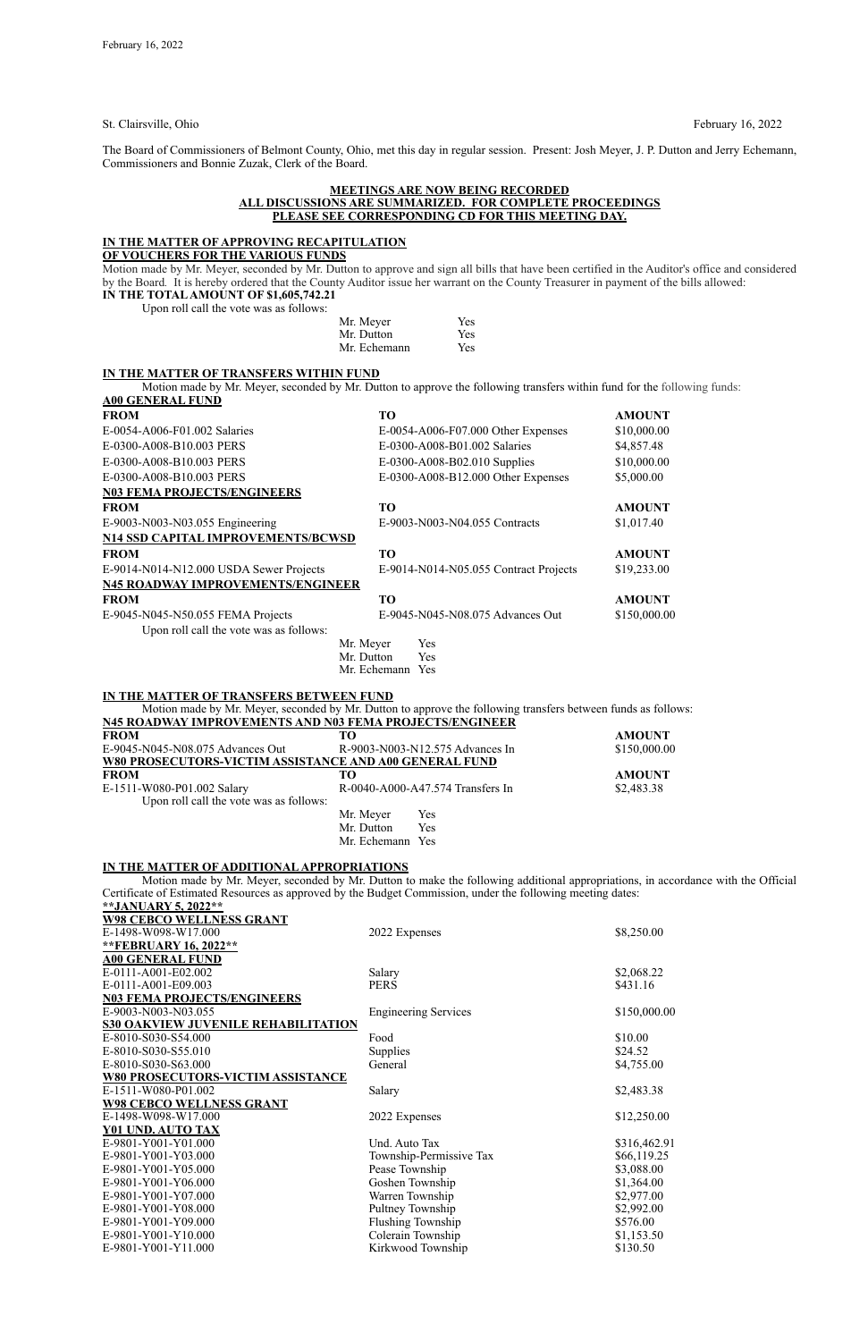St. Clairsville, Ohio February 16, 2022

The Board of Commissioners of Belmont County, Ohio, met this day in regular session. Present: Josh Meyer, J. P. Dutton and Jerry Echemann, Commissioners and Bonnie Zuzak, Clerk of the Board.

**MEETINGS ARE NOW BEING RECORDED**
**ALL DISCUSSIONS ARE SUMMARIZED. FOR COMPLETE PROCEEDINGS**
**PLEASE SEE CORRESPONDING CD FOR THIS MEETING DAY.**

**IN THE MATTER OF APPROVING RECAPITULATION**
**OF VOUCHERS FOR THE VARIOUS FUNDS**

Motion made by Mr. Meyer, seconded by Mr. Dutton to approve and sign all bills that have been certified in the Auditor's office and considered by the Board. It is hereby ordered that the County Auditor issue her warrant on the County Treasurer in payment of the bills allowed:
**IN THE TOTAL AMOUNT OF $1,605,742.21**

Upon roll call the vote was as follows:

Mr. Meyer Yes
Mr. Dutton Yes
Mr. Echemann Yes

**IN THE MATTER OF TRANSFERS WITHIN FUND**

Motion made by Mr. Meyer, seconded by Mr. Dutton to approve the following transfers within fund for the following funds:

**A00 GENERAL FUND**

| FROM | TO | AMOUNT |
|---|---|---|
| E-0054-A006-F01.002 Salaries | E-0054-A006-F07.000 Other Expenses | $10,000.00 |
| E-0300-A008-B10.003 PERS | E-0300-A008-B01.002 Salaries | $4,857.48 |
| E-0300-A008-B10.003 PERS | E-0300-A008-B02.010 Supplies | $10,000.00 |
| E-0300-A008-B10.003 PERS | E-0300-A008-B12.000 Other Expenses | $5,000.00 |

**N03 FEMA PROJECTS/ENGINEERS**

| FROM | TO | AMOUNT |
|---|---|---|
| E-9003-N003-N03.055 Engineering | E-9003-N003-N04.055 Contracts | $1,017.40 |

**N14 SSD CAPITAL IMPROVEMENTS/BCWSD**

| FROM | TO | AMOUNT |
|---|---|---|
| E-9014-N014-N12.000 USDA Sewer Projects | E-9014-N014-N05.055 Contract Projects | $19,233.00 |

**N45 ROADWAY IMPROVEMENTS/ENGINEER**

| FROM | TO | AMOUNT |
|---|---|---|
| E-9045-N045-N50.055 FEMA Projects | E-9045-N045-N08.075 Advances Out | $150,000.00 |

Upon roll call the vote was as follows:

Mr. Meyer Yes
Mr. Dutton Yes
Mr. Echemann Yes

**IN THE MATTER OF TRANSFERS BETWEEN FUND**

Motion made by Mr. Meyer, seconded by Mr. Dutton to approve the following transfers between funds as follows:

**N45 ROADWAY IMPROVEMENTS AND N03 FEMA PROJECTS/ENGINEER**

| FROM | TO | AMOUNT |
|---|---|---|
| E-9045-N045-N08.075 Advances Out | R-9003-N003-N12.575 Advances In | $150,000.00 |

**W80 PROSECUTORS-VICTIM ASSISTANCE AND A00 GENERAL FUND**

| FROM | TO | AMOUNT |
|---|---|---|
| E-1511-W080-P01.002 Salary | R-0040-A000-A47.574 Transfers In | $2,483.38 |

Upon roll call the vote was as follows:

Mr. Meyer Yes
Mr. Dutton Yes
Mr. Echemann Yes

**IN THE MATTER OF ADDITIONAL APPROPRIATIONS**

Motion made by Mr. Meyer, seconded by Mr. Dutton to make the following additional appropriations, in accordance with the Official Certificate of Estimated Resources as approved by the Budget Commission, under the following meeting dates:

**\*\*JANUARY 5, 2022\*\***

**W98 CEBCO WELLNESS GRANT**

| | | |
|---|---|---|
| E-1498-W098-W17.000 | 2022 Expenses | $8,250.00 |

**\*\*FEBRUARY 16, 2022\*\***

**A00 GENERAL FUND**

| | | |
|---|---|---|
| E-0111-A001-E02.002 | Salary | $2,068.22 |
| E-0111-A001-E09.003 | PERS | $431.16 |

**N03 FEMA PROJECTS/ENGINEERS**

| | | |
|---|---|---|
| E-9003-N003-N03.055 | Engineering Services | $150,000.00 |

**S30 OAKVIEW JUVENILE REHABILITATION**

| | | |
|---|---|---|
| E-8010-S030-S54.000 | Food | $10.00 |
| E-8010-S030-S55.010 | Supplies | $24.52 |
| E-8010-S030-S63.000 | General | $4,755.00 |

**W80 PROSECUTORS-VICTIM ASSISTANCE**

| | | |
|---|---|---|
| E-1511-W080-P01.002 | Salary | $2,483.38 |

**W98 CEBCO WELLNESS GRANT**

| | | |
|---|---|---|
| E-1498-W098-W17.000 | 2022 Expenses | $12,250.00 |

**Y01 UND. AUTO TAX**

| | | |
|---|---|---|
| E-9801-Y001-Y01.000 | Und. Auto Tax | $316,462.91 |
| E-9801-Y001-Y03.000 | Township-Permissive Tax | $66,119.25 |
| E-9801-Y001-Y05.000 | Pease Township | $3,088.00 |
| E-9801-Y001-Y06.000 | Goshen Township | $1,364.00 |
| E-9801-Y001-Y07.000 | Warren Township | $2,977.00 |
| E-9801-Y001-Y08.000 | Pultney Township | $2,992.00 |
| E-9801-Y001-Y09.000 | Flushing Township | $576.00 |
| E-9801-Y001-Y10.000 | Colerain Township | $1,153.50 |
| E-9801-Y001-Y11.000 | Kirkwood Township | $130.50 |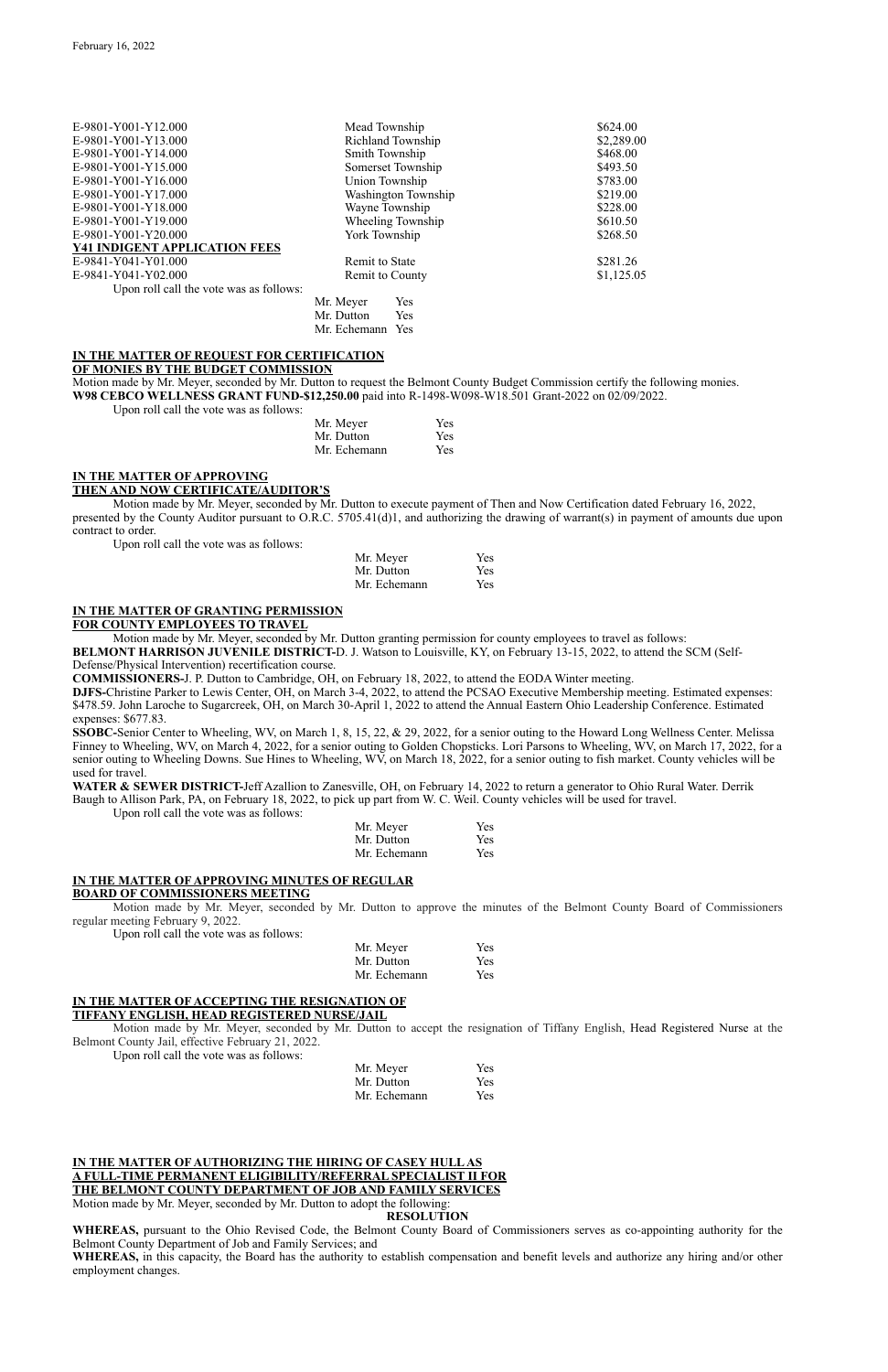| | | |
|---|---|---|
| E-9801-Y001-Y12.000 | Mead Township | $624.00 |
| E-9801-Y001-Y13.000 | Richland Township | $2,289.00 |
| E-9801-Y001-Y14.000 | Smith Township | $468.00 |
| E-9801-Y001-Y15.000 | Somerset Township | $493.50 |
| E-9801-Y001-Y16.000 | Union Township | $783.00 |
| E-9801-Y001-Y17.000 | Washington Township | $219.00 |
| E-9801-Y001-Y18.000 | Wayne Township | $228.00 |
| E-9801-Y001-Y19.000 | Wheeling Township | $610.50 |
| E-9801-Y001-Y20.000 | York Township | $268.50 |
| **Y41 INDIGENT APPLICATION FEES** | | |
| E-9841-Y041-Y01.000 | Remit to State | $281.26 |
| E-9841-Y041-Y02.000 | Remit to County | $1,125.05 |

Upon roll call the vote was as follows:

Mr. Meyer Yes
Mr. Dutton Yes
Mr. Echemann Yes

**IN THE MATTER OF REQUEST FOR CERTIFICATION OF MONIES BY THE BUDGET COMMISSION**

Motion made by Mr. Meyer, seconded by Mr. Dutton to request the Belmont County Budget Commission certify the following monies.
**W98 CEBCO WELLNESS GRANT FUND-$12,250.00** paid into R-1498-W098-W18.501 Grant-2022 on 02/09/2022.

Upon roll call the vote was as follows:

Mr. Meyer Yes
Mr. Dutton Yes
Mr. Echemann Yes

**IN THE MATTER OF APPROVING THEN AND NOW CERTIFICATE/AUDITOR'S**

Motion made by Mr. Meyer, seconded by Mr. Dutton to execute payment of Then and Now Certification dated February 16, 2022, presented by the County Auditor pursuant to O.R.C. 5705.41(d)1, and authorizing the drawing of warrant(s) in payment of amounts due upon contract to order.

Upon roll call the vote was as follows:

Mr. Meyer Yes
Mr. Dutton Yes
Mr. Echemann Yes

**IN THE MATTER OF GRANTING PERMISSION FOR COUNTY EMPLOYEES TO TRAVEL**

Motion made by Mr. Meyer, seconded by Mr. Dutton granting permission for county employees to travel as follows:

**BELMONT HARRISON JUVENILE DISTRICT-**D. J. Watson to Louisville, KY, on February 13-15, 2022, to attend the SCM (Self-Defense/Physical Intervention) recertification course.

**COMMISSIONERS-**J. P. Dutton to Cambridge, OH, on February 18, 2022, to attend the EODA Winter meeting.

**DJFS-**Christine Parker to Lewis Center, OH, on March 3-4, 2022, to attend the PCSAO Executive Membership meeting. Estimated expenses: $478.59. John Laroche to Sugarcreek, OH, on March 30-April 1, 2022 to attend the Annual Eastern Ohio Leadership Conference. Estimated expenses: $677.83.

**SSOBC-**Senior Center to Wheeling, WV, on March 1, 8, 15, 22, & 29, 2022, for a senior outing to the Howard Long Wellness Center. Melissa Finney to Wheeling, WV, on March 4, 2022, for a senior outing to Golden Chopsticks. Lori Parsons to Wheeling, WV, on March 17, 2022, for a senior outing to Wheeling Downs. Sue Hines to Wheeling, WV, on March 18, 2022, for a senior outing to fish market. County vehicles will be used for travel.

**WATER & SEWER DISTRICT-**Jeff Azallion to Zanesville, OH, on February 14, 2022 to return a generator to Ohio Rural Water. Derrik Baugh to Allison Park, PA, on February 18, 2022, to pick up part from W. C. Weil. County vehicles will be used for travel.

Upon roll call the vote was as follows:

Mr. Meyer Yes
Mr. Dutton Yes
Mr. Echemann Yes

**IN THE MATTER OF APPROVING MINUTES OF REGULAR BOARD OF COMMISSIONERS MEETING**

Motion made by Mr. Meyer, seconded by Mr. Dutton to approve the minutes of the Belmont County Board of Commissioners regular meeting February 9, 2022.

Upon roll call the vote was as follows:

Mr. Meyer Yes
Mr. Dutton Yes
Mr. Echemann Yes

**IN THE MATTER OF ACCEPTING THE RESIGNATION OF TIFFANY ENGLISH, HEAD REGISTERED NURSE/JAIL**

Motion made by Mr. Meyer, seconded by Mr. Dutton to accept the resignation of Tiffany English, Head Registered Nurse at the Belmont County Jail, effective February 21, 2022.

Upon roll call the vote was as follows:

Mr. Meyer Yes
Mr. Dutton Yes
Mr. Echemann Yes

**IN THE MATTER OF AUTHORIZING THE HIRING OF CASEY HULL AS A FULL-TIME PERMANENT ELIGIBILITY/REFERRAL SPECIALIST II FOR THE BELMONT COUNTY DEPARTMENT OF JOB AND FAMILY SERVICES**

Motion made by Mr. Meyer, seconded by Mr. Dutton to adopt the following:

**RESOLUTION**

**WHEREAS,** pursuant to the Ohio Revised Code, the Belmont County Board of Commissioners serves as co-appointing authority for the Belmont County Department of Job and Family Services; and

**WHEREAS,** in this capacity, the Board has the authority to establish compensation and benefit levels and authorize any hiring and/or other employment changes.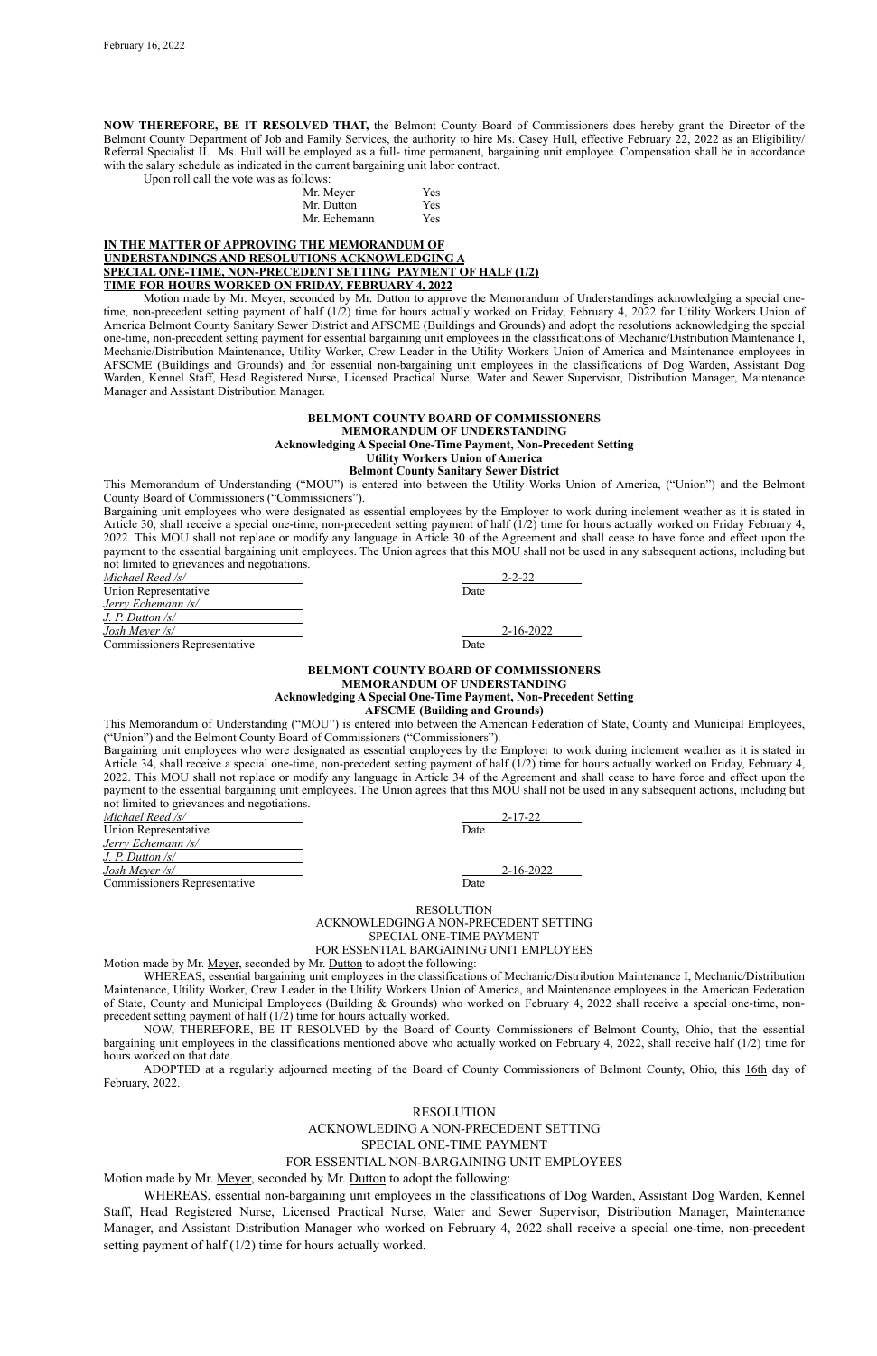February 16, 2022

**NOW THEREFORE, BE IT RESOLVED THAT,** the Belmont County Board of Commissioners does hereby grant the Director of the Belmont County Department of Job and Family Services, the authority to hire Ms. Casey Hull, effective February 22, 2022 as an Eligibility/ Referral Specialist II. Ms. Hull will be employed as a full- time permanent, bargaining unit employee. Compensation shall be in accordance with the salary schedule as indicated in the current bargaining unit labor contract.

Upon roll call the vote was as follows:

| | |
|---|---|
| Mr. Meyer | Yes |
| Mr. Dutton | Yes |
| Mr. Echemann | Yes |

**IN THE MATTER OF APPROVING THE MEMORANDUM OF UNDERSTANDINGS AND RESOLUTIONS ACKNOWLEDGING A SPECIAL ONE-TIME, NON-PRECEDENT SETTING PAYMENT OF HALF (1/2) TIME FOR HOURS WORKED ON FRIDAY, FEBRUARY 4, 2022**

Motion made by Mr. Meyer, seconded by Mr. Dutton to approve the Memorandum of Understandings acknowledging a special one-time, non-precedent setting payment of half (1/2) time for hours actually worked on Friday, February 4, 2022 for Utility Workers Union of America Belmont County Sanitary Sewer District and AFSCME (Buildings and Grounds) and adopt the resolutions acknowledging the special one-time, non-precedent setting payment for essential bargaining unit employees in the classifications of Mechanic/Distribution Maintenance I, Mechanic/Distribution Maintenance, Utility Worker, Crew Leader in the Utility Workers Union of America and Maintenance employees in AFSCME (Buildings and Grounds) and for essential non-bargaining unit employees in the classifications of Dog Warden, Assistant Dog Warden, Kennel Staff, Head Registered Nurse, Licensed Practical Nurse, Water and Sewer Supervisor, Distribution Manager, Maintenance Manager and Assistant Distribution Manager.

**BELMONT COUNTY BOARD OF COMMISSIONERS**
**MEMORANDUM OF UNDERSTANDING**
**Acknowledging A Special One-Time Payment, Non-Precedent Setting**
**Utility Workers Union of America**
**Belmont County Sanitary Sewer District**

This Memorandum of Understanding ("MOU") is entered into between the Utility Works Union of America, ("Union") and the Belmont County Board of Commissioners ("Commissioners").

Bargaining unit employees who were designated as essential employees by the Employer to work during inclement weather as it is stated in Article 30, shall receive a special one-time, non-precedent setting payment of half (1/2) time for hours actually worked on Friday February 4, 2022. This MOU shall not replace or modify any language in Article 30 of the Agreement and shall cease to have force and effect upon the payment to the essential bargaining unit employees. The Union agrees that this MOU shall not be used in any subsequent actions, including but not limited to grievances and negotiations.

*Michael Reed /s/* — 2-2-22
Union Representative — Date

*Jerry Echemann /s/*
*J. P. Dutton /s/*
*Josh Meyer /s/* — 2-16-2022
Commissioners Representative — Date

**BELMONT COUNTY BOARD OF COMMISSIONERS**
**MEMORANDUM OF UNDERSTANDING**
**Acknowledging A Special One-Time Payment, Non-Precedent Setting**
**AFSCME (Building and Grounds)**

This Memorandum of Understanding ("MOU") is entered into between the American Federation of State, County and Municipal Employees, ("Union") and the Belmont County Board of Commissioners ("Commissioners").

Bargaining unit employees who were designated as essential employees by the Employer to work during inclement weather as it is stated in Article 34, shall receive a special one-time, non-precedent setting payment of half (1/2) time for hours actually worked on Friday, February 4, 2022. This MOU shall not replace or modify any language in Article 34 of the Agreement and shall cease to have force and effect upon the payment to the essential bargaining unit employees. The Union agrees that this MOU shall not be used in any subsequent actions, including but not limited to grievances and negotiations.

*Michael Reed /s/* — 2-17-22
Union Representative — Date

*Jerry Echemann /s/*
*J. P. Dutton /s/*
*Josh Meyer /s/* — 2-16-2022
Commissioners Representative — Date

RESOLUTION
ACKNOWLEDGING A NON-PRECEDENT SETTING
SPECIAL ONE-TIME PAYMENT
FOR ESSENTIAL BARGAINING UNIT EMPLOYEES

Motion made by Mr. Meyer, seconded by Mr. Dutton to adopt the following:

WHEREAS, essential bargaining unit employees in the classifications of Mechanic/Distribution Maintenance I, Mechanic/Distribution Maintenance, Utility Worker, Crew Leader in the Utility Workers Union of America, and Maintenance employees in the American Federation of State, County and Municipal Employees (Building & Grounds) who worked on February 4, 2022 shall receive a special one-time, non-precedent setting payment of half (1/2) time for hours actually worked.

NOW, THEREFORE, BE IT RESOLVED by the Board of County Commissioners of Belmont County, Ohio, that the essential bargaining unit employees in the classifications mentioned above who actually worked on February 4, 2022, shall receive half (1/2) time for hours worked on that date.

ADOPTED at a regularly adjourned meeting of the Board of County Commissioners of Belmont County, Ohio, this 16th day of February, 2022.

RESOLUTION
ACKNOWLEDING A NON-PRECEDENT SETTING
SPECIAL ONE-TIME PAYMENT
FOR ESSENTIAL NON-BARGAINING UNIT EMPLOYEES

Motion made by Mr. Meyer, seconded by Mr. Dutton to adopt the following:

WHEREAS, essential non-bargaining unit employees in the classifications of Dog Warden, Assistant Dog Warden, Kennel Staff, Head Registered Nurse, Licensed Practical Nurse, Water and Sewer Supervisor, Distribution Manager, Maintenance Manager, and Assistant Distribution Manager who worked on February 4, 2022 shall receive a special one-time, non-precedent setting payment of half (1/2) time for hours actually worked.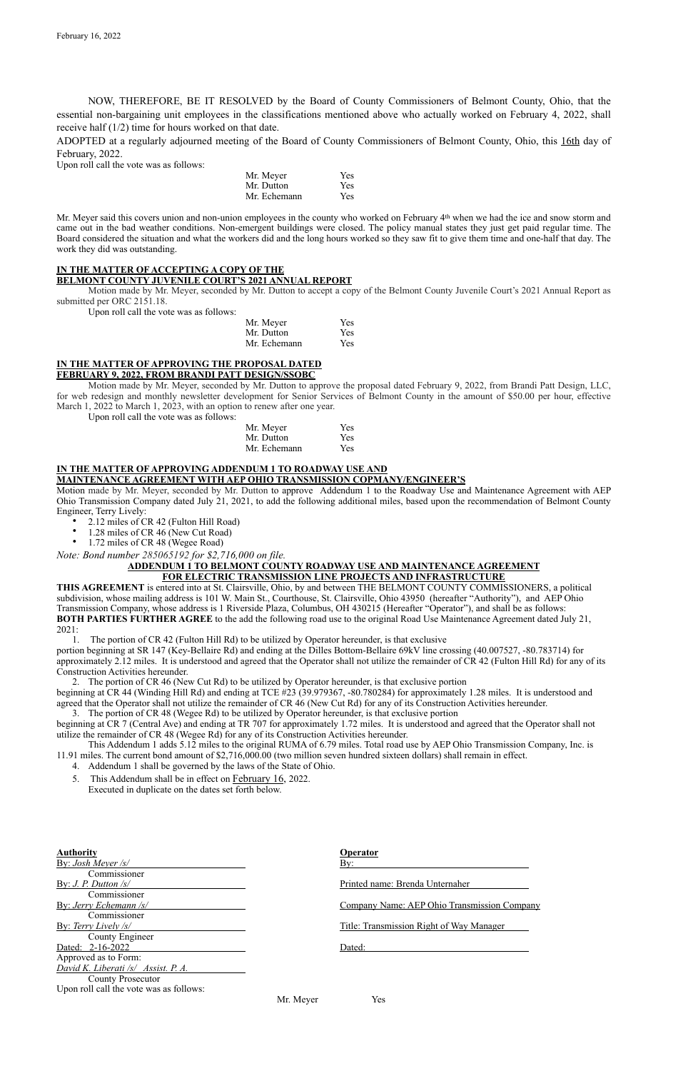NOW, THEREFORE, BE IT RESOLVED by the Board of County Commissioners of Belmont County, Ohio, that the essential non-bargaining unit employees in the classifications mentioned above who actually worked on February 4, 2022, shall receive half (1/2) time for hours worked on that date.

ADOPTED at a regularly adjourned meeting of the Board of County Commissioners of Belmont County, Ohio, this 16th day of February, 2022.

Upon roll call the vote was as follows:

| | |
|---|---|
| Mr. Meyer | Yes |
| Mr. Dutton | Yes |
| Mr. Echemann | Yes |

Mr. Meyer said this covers union and non-union employees in the county who worked on February 4th when we had the ice and snow storm and came out in the bad weather conditions. Non-emergent buildings were closed. The policy manual states they just get paid regular time. The Board considered the situation and what the workers did and the long hours worked so they saw fit to give them time and one-half that day. The work they did was outstanding.

**IN THE MATTER OF ACCEPTING A COPY OF THE BELMONT COUNTY JUVENILE COURT'S 2021 ANNUAL REPORT**

Motion made by Mr. Meyer, seconded by Mr. Dutton to accept a copy of the Belmont County Juvenile Court's 2021 Annual Report as submitted per ORC 2151.18.

Upon roll call the vote was as follows:

| | |
|---|---|
| Mr. Meyer | Yes |
| Mr. Dutton | Yes |
| Mr. Echemann | Yes |

**IN THE MATTER OF APPROVING THE PROPOSAL DATED FEBRUARY 9, 2022, FROM BRANDI PATT DESIGN/SSOBC**

Motion made by Mr. Meyer, seconded by Mr. Dutton to approve the proposal dated February 9, 2022, from Brandi Patt Design, LLC, for web redesign and monthly newsletter development for Senior Services of Belmont County in the amount of $50.00 per hour, effective March 1, 2022 to March 1, 2023, with an option to renew after one year.

Upon roll call the vote was as follows:

| | |
|---|---|
| Mr. Meyer | Yes |
| Mr. Dutton | Yes |
| Mr. Echemann | Yes |

**IN THE MATTER OF APPROVING ADDENDUM 1 TO ROADWAY USE AND MAINTENANCE AGREEMENT WITH AEP OHIO TRANSMISSION COPMANY/ENGINEER'S**

Motion made by Mr. Meyer, seconded by Mr. Dutton to approve Addendum 1 to the Roadway Use and Maintenance Agreement with AEP Ohio Transmission Company dated July 21, 2021, to add the following additional miles, based upon the recommendation of Belmont County Engineer, Terry Lively:

- 2.12 miles of CR 42 (Fulton Hill Road)
- 1.28 miles of CR 46 (New Cut Road)
- 1.72 miles of CR 48 (Wegee Road)

*Note: Bond number 285065192 for $2,716,000 on file.*

**ADDENDUM 1 TO BELMONT COUNTY ROADWAY USE AND MAINTENANCE AGREEMENT FOR ELECTRIC TRANSMISSION LINE PROJECTS AND INFRASTRUCTURE**

**THIS AGREEMENT** is entered into at St. Clairsville, Ohio, by and between THE BELMONT COUNTY COMMISSIONERS, a political subdivision, whose mailing address is 101 W. Main St., Courthouse, St. Clairsville, Ohio 43950 (hereafter "Authority"), and AEP Ohio Transmission Company, whose address is 1 Riverside Plaza, Columbus, OH 430215 (Hereafter "Operator"), and shall be as follows:

**BOTH PARTIES FURTHER AGREE** to the add the following road use to the original Road Use Maintenance Agreement dated July 21, 2021:

1. The portion of CR 42 (Fulton Hill Rd) to be utilized by Operator hereunder, is that exclusive portion beginning at SR 147 (Key-Bellaire Rd) and ending at the Dilles Bottom-Bellaire 69kV line crossing (40.007527, -80.783714) for approximately 2.12 miles. It is understood and agreed that the Operator shall not utilize the remainder of CR 42 (Fulton Hill Rd) for any of its Construction Activities hereunder.
2. The portion of CR 46 (New Cut Rd) to be utilized by Operator hereunder, is that exclusive portion beginning at CR 44 (Winding Hill Rd) and ending at TCE #23 (39.979367, -80.780284) for approximately 1.28 miles. It is understood and agreed that the Operator shall not utilize the remainder of CR 46 (New Cut Rd) for any of its Construction Activities hereunder.
3. The portion of CR 48 (Wegee Rd) to be utilized by Operator hereunder, is that exclusive portion beginning at CR 7 (Central Ave) and ending at TR 707 for approximately 1.72 miles. It is understood and agreed that the Operator shall not utilize the remainder of CR 48 (Wegee Rd) for any of its Construction Activities hereunder.

This Addendum 1 adds 5.12 miles to the original RUMA of 6.79 miles. Total road use by AEP Ohio Transmission Company, Inc. is 11.91 miles. The current bond amount of $2,716,000.00 (two million seven hundred sixteen dollars) shall remain in effect.

4. Addendum 1 shall be governed by the laws of the State of Ohio.
5. This Addendum shall be in effect on February 16, 2022.

Executed in duplicate on the dates set forth below.

| **Authority** | **Operator** |
|---|---|
| By: *Josh Meyer /s/* | By: |
| Commissioner | |
| By: *J. P. Dutton /s/* | Printed name: Brenda Unternaher |
| Commissioner | |
| By: *Jerry Echemann /s/* | Company Name: AEP Ohio Transmission Company |
| Commissioner | |
| By: *Terry Lively /s/* | Title: Transmission Right of Way Manager |
| County Engineer | |
| Dated: 2-16-2022 | Dated: |

Approved as to Form:
*David K. Liberati /s/ Assist. P. A.*
County Prosecutor

Upon roll call the vote was as follows:

| | |
|---|---|
| Mr. Meyer | Yes |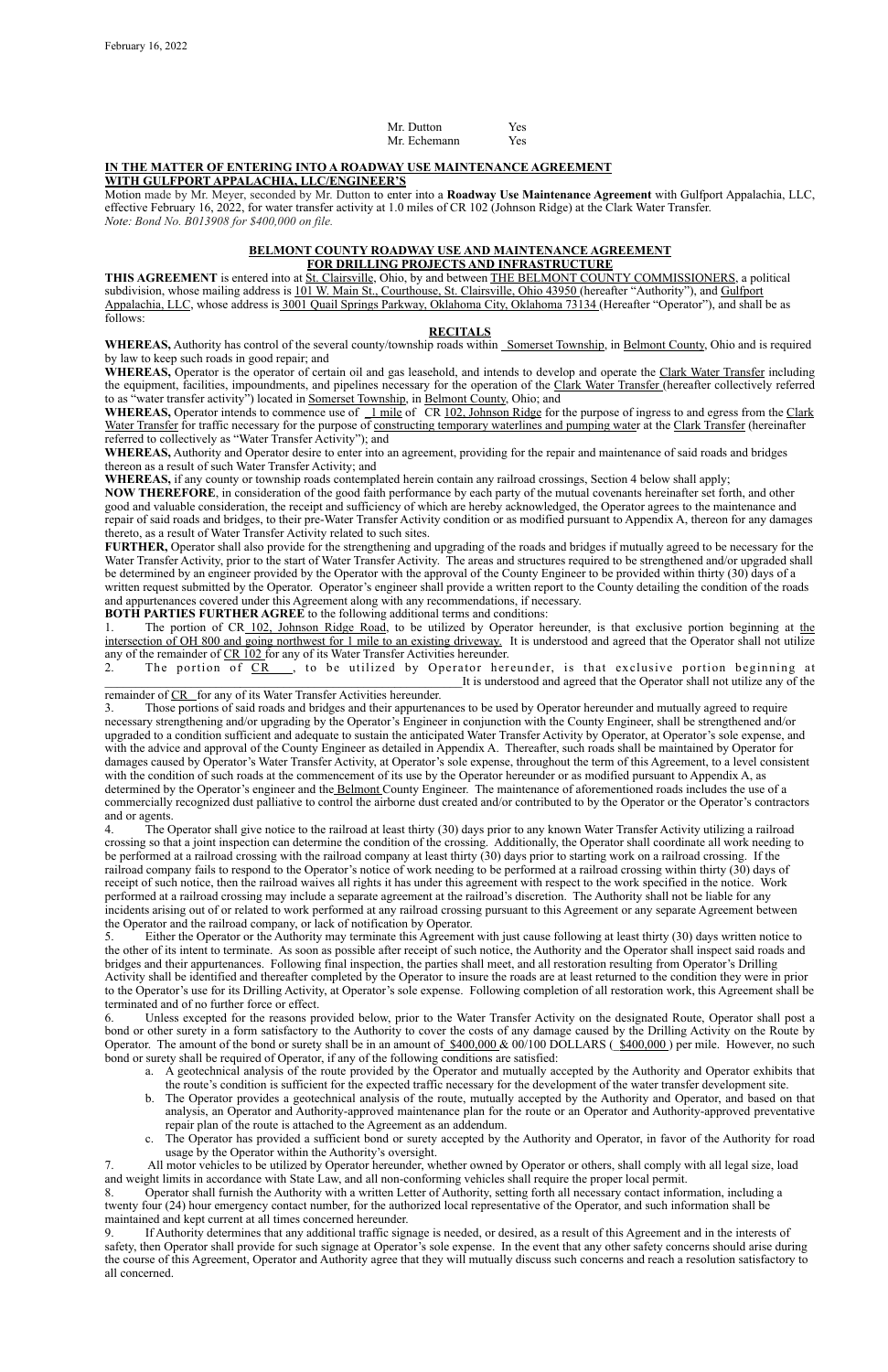February 16, 2022

| | |
|---|---|
| Mr. Dutton | Yes |
| Mr. Echemann | Yes |

**IN THE MATTER OF ENTERING INTO A ROADWAY USE MAINTENANCE AGREEMENT WITH GULFPORT APPALACHIA, LLC/ENGINEER'S**

Motion made by Mr. Meyer, seconded by Mr. Dutton to enter into a **Roadway Use Maintenance Agreement** with Gulfport Appalachia, LLC, effective February 16, 2022, for water transfer activity at 1.0 miles of CR 102 (Johnson Ridge) at the Clark Water Transfer.

*Note: Bond No. B013908 for $400,000 on file.*

**BELMONT COUNTY ROADWAY USE AND MAINTENANCE AGREEMENT FOR DRILLING PROJECTS AND INFRASTRUCTURE**

**THIS AGREEMENT** is entered into at St. Clairsville, Ohio, by and between THE BELMONT COUNTY COMMISSIONERS, a political subdivision, whose mailing address is 101 W. Main St., Courthouse, St. Clairsville, Ohio 43950 (hereafter "Authority"), and Gulfport Appalachia, LLC, whose address is 3001 Quail Springs Parkway, Oklahoma City, Oklahoma 73134 (Hereafter "Operator"), and shall be as follows:

**RECITALS**

**WHEREAS,** Authority has control of the several county/township roads within Somerset Township, in Belmont County, Ohio and is required by law to keep such roads in good repair; and

**WHEREAS,** Operator is the operator of certain oil and gas leasehold, and intends to develop and operate the Clark Water Transfer including the equipment, facilities, impoundments, and pipelines necessary for the operation of the Clark Water Transfer (hereafter collectively referred to as "water transfer activity") located in Somerset Township, in Belmont County, Ohio; and

**WHEREAS,** Operator intends to commence use of 1 mile of CR 102, Johnson Ridge for the purpose of ingress to and egress from the Clark Water Transfer for traffic necessary for the purpose of constructing temporary waterlines and pumping water at the Clark Transfer (hereinafter referred to collectively as "Water Transfer Activity"); and

**WHEREAS,** Authority and Operator desire to enter into an agreement, providing for the repair and maintenance of said roads and bridges thereon as a result of such Water Transfer Activity; and

**WHEREAS,** if any county or township roads contemplated herein contain any railroad crossings, Section 4 below shall apply;

**NOW THEREFORE**, in consideration of the good faith performance by each party of the mutual covenants hereinafter set forth, and other good and valuable consideration, the receipt and sufficiency of which are hereby acknowledged, the Operator agrees to the maintenance and repair of said roads and bridges, to their pre-Water Transfer Activity condition or as modified pursuant to Appendix A, thereon for any damages thereto, as a result of Water Transfer Activity related to such sites.

**FURTHER,** Operator shall also provide for the strengthening and upgrading of the roads and bridges if mutually agreed to be necessary for the Water Transfer Activity, prior to the start of Water Transfer Activity. The areas and structures required to be strengthened and/or upgraded shall be determined by an engineer provided by the Operator with the approval of the County Engineer to be provided within thirty (30) days of a written request submitted by the Operator. Operator's engineer shall provide a written report to the County detailing the condition of the roads and appurtenances covered under this Agreement along with any recommendations, if necessary.

**BOTH PARTIES FURTHER AGREE** to the following additional terms and conditions:

1. The portion of CR 102, Johnson Ridge Road, to be utilized by Operator hereunder, is that exclusive portion beginning at the intersection of OH 800 and going northwest for 1 mile to an existing driveway. It is understood and agreed that the Operator shall not utilize any of the remainder of CR 102 for any of its Water Transfer Activities hereunder.
2. The portion of CR ___, to be utilized by Operator hereunder, is that exclusive portion beginning at ______________________________ It is understood and agreed that the Operator shall not utilize any of the remainder of CR __ for any of its Water Transfer Activities hereunder.
3. Those portions of said roads and bridges and their appurtenances to be used by Operator hereunder and mutually agreed to require necessary strengthening and/or upgrading by the Operator's Engineer in conjunction with the County Engineer, shall be strengthened and/or upgraded to a condition sufficient and adequate to sustain the anticipated Water Transfer Activity by Operator, at Operator's sole expense, and with the advice and approval of the County Engineer as detailed in Appendix A. Thereafter, such roads shall be maintained by Operator for damages caused by Operator's Water Transfer Activity, at Operator's sole expense, throughout the term of this Agreement, to a level consistent with the condition of such roads at the commencement of its use by the Operator hereunder or as modified pursuant to Appendix A, as determined by the Operator's engineer and the Belmont County Engineer. The maintenance of aforementioned roads includes the use of a commercially recognized dust palliative to control the airborne dust created and/or contributed to by the Operator or the Operator's contractors and or agents.
4. The Operator shall give notice to the railroad at least thirty (30) days prior to any known Water Transfer Activity utilizing a railroad crossing so that a joint inspection can determine the condition of the crossing. Additionally, the Operator shall coordinate all work needing to be performed at a railroad crossing with the railroad company at least thirty (30) days prior to starting work on a railroad crossing. If the railroad company fails to respond to the Operator's notice of work needing to be performed at a railroad crossing within thirty (30) days of receipt of such notice, then the railroad waives all rights it has under this agreement with respect to the work specified in the notice. Work performed at a railroad crossing may include a separate agreement at the railroad's discretion. The Authority shall not be liable for any incidents arising out of or related to work performed at any railroad crossing pursuant to this Agreement or any separate Agreement between the Operator and the railroad company, or lack of notification by Operator.
5. Either the Operator or the Authority may terminate this Agreement with just cause following at least thirty (30) days written notice to the other of its intent to terminate. As soon as possible after receipt of such notice, the Authority and the Operator shall inspect said roads and bridges and their appurtenances. Following final inspection, the parties shall meet, and all restoration resulting from Operator's Drilling Activity shall be identified and thereafter completed by the Operator to insure the roads are at least returned to the condition they were in prior to the Operator's use for its Drilling Activity, at Operator's sole expense. Following completion of all restoration work, this Agreement shall be terminated and of no further force or effect.
6. Unless excepted for the reasons provided below, prior to the Water Transfer Activity on the designated Route, Operator shall post a bond or other surety in a form satisfactory to the Authority to cover the costs of any damage caused by the Drilling Activity on the Route by Operator. The amount of the bond or surety shall be in an amount of $400,000 & 00/100 DOLLARS ($400,000) per mile. However, no such bond or surety shall be required of Operator, if any of the following conditions are satisfied:
   a. A geotechnical analysis of the route provided by the Operator and mutually accepted by the Authority and Operator exhibits that the route's condition is sufficient for the expected traffic necessary for the development of the water transfer development site.
   b. The Operator provides a geotechnical analysis of the route, mutually accepted by the Authority and Operator, and based on that analysis, an Operator and Authority-approved maintenance plan for the route or an Operator and Authority-approved preventative repair plan of the route is attached to the Agreement as an addendum.
   c. The Operator has provided a sufficient bond or surety accepted by the Authority and Operator, in favor of the Authority for road usage by the Operator within the Authority's oversight.
7. All motor vehicles to be utilized by Operator hereunder, whether owned by Operator or others, shall comply with all legal size, load and weight limits in accordance with State Law, and all non-conforming vehicles shall require the proper local permit.
8. Operator shall furnish the Authority with a written Letter of Authority, setting forth all necessary contact information, including a twenty four (24) hour emergency contact number, for the authorized local representative of the Operator, and such information shall be maintained and kept current at all times concerned hereunder.
9. If Authority determines that any additional traffic signage is needed, or desired, as a result of this Agreement and in the interests of safety, then Operator shall provide for such signage at Operator's sole expense. In the event that any other safety concerns should arise during the course of this Agreement, Operator and Authority agree that they will mutually discuss such concerns and reach a resolution satisfactory to all concerned.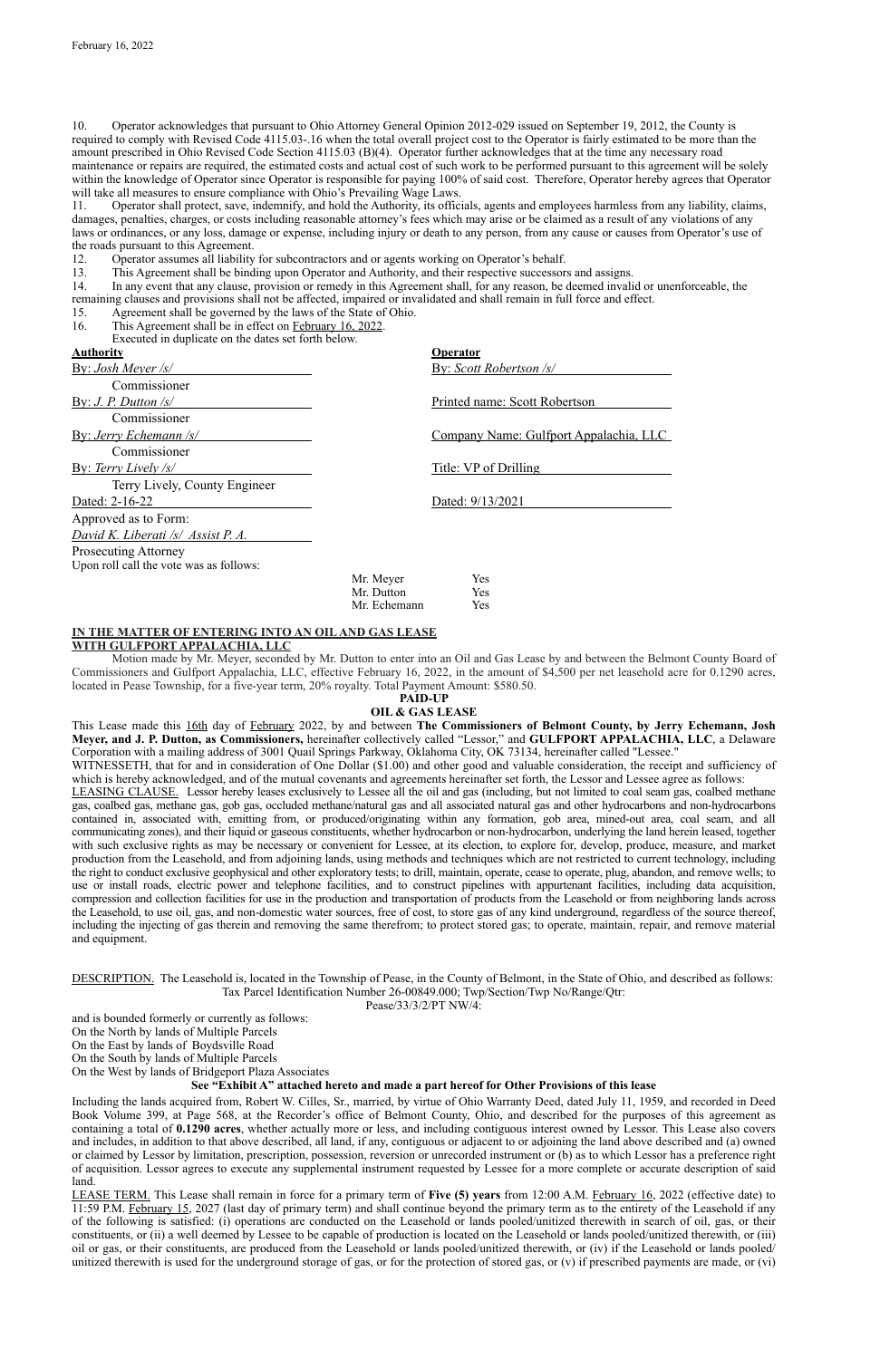10. Operator acknowledges that pursuant to Ohio Attorney General Opinion 2012-029 issued on September 19, 2012, the County is required to comply with Revised Code 4115.03-.16 when the total overall project cost to the Operator is fairly estimated to be more than the amount prescribed in Ohio Revised Code Section 4115.03 (B)(4). Operator further acknowledges that at the time any necessary road maintenance or repairs are required, the estimated costs and actual cost of such work to be performed pursuant to this agreement will be solely within the knowledge of Operator since Operator is responsible for paying 100% of said cost. Therefore, Operator hereby agrees that Operator will take all measures to ensure compliance with Ohio's Prevailing Wage Laws.

11. Operator shall protect, save, indemnify, and hold the Authority, its officials, agents and employees harmless from any liability, claims, damages, penalties, charges, or costs including reasonable attorney's fees which may arise or be claimed as a result of any violations of any laws or ordinances, or any loss, damage or expense, including injury or death to any person, from any cause or causes from Operator's use of the roads pursuant to this Agreement.

12. Operator assumes all liability for subcontractors and or agents working on Operator's behalf.

13. This Agreement shall be binding upon Operator and Authority, and their respective successors and assigns.

14. In any event that any clause, provision or remedy in this Agreement shall, for any reason, be deemed invalid or unenforceable, the remaining clauses and provisions shall not be affected, impaired or invalidated and shall remain in full force and effect.

15. Agreement shall be governed by the laws of the State of Ohio.

16. This Agreement shall be in effect on February 16, 2022.

Executed in duplicate on the dates set forth below.

| **Authority** | **Operator** |
|---|---|
| By: *Josh Meyer /s/* Commissioner | By: *Scott Robertson /s/* |
| By: *J. P. Dutton /s/* Commissioner | Printed name: Scott Robertson |
| By: *Jerry Echemann /s/* Commissioner | Company Name: Gulfport Appalachia, LLC |
| By: *Terry Lively /s/* Terry Lively, County Engineer | Title: VP of Drilling |
| Dated: 2-16-22 | Dated: 9/13/2021 |

Approved as to Form:
*David K. Liberati /s/ Assist P. A.*
Prosecuting Attorney

Upon roll call the vote was as follows:

| | |
|---|---|
| Mr. Meyer | Yes |
| Mr. Dutton | Yes |
| Mr. Echemann | Yes |

**IN THE MATTER OF ENTERING INTO AN OIL AND GAS LEASE WITH GULFPORT APPALACHIA, LLC**

Motion made by Mr. Meyer, seconded by Mr. Dutton to enter into an Oil and Gas Lease by and between the Belmont County Board of Commissioners and Gulfport Appalachia, LLC, effective February 16, 2022, in the amount of $4,500 per net leasehold acre for 0.1290 acres, located in Pease Township, for a five-year term, 20% royalty. Total Payment Amount: $580.50.

**PAID-UP**
**OIL & GAS LEASE**

This Lease made this 16th day of February 2022, by and between **The Commissioners of Belmont County, by Jerry Echemann, Josh Meyer, and J. P. Dutton, as Commissioners,** hereinafter collectively called "Lessor," and **GULFPORT APPALACHIA, LLC**, a Delaware Corporation with a mailing address of 3001 Quail Springs Parkway, Oklahoma City, OK 73134, hereinafter called "Lessee."

WITNESSETH, that for and in consideration of One Dollar ($1.00) and other good and valuable consideration, the receipt and sufficiency of which is hereby acknowledged, and of the mutual covenants and agreements hereinafter set forth, the Lessor and Lessee agree as follows:

LEASING CLAUSE. Lessor hereby leases exclusively to Lessee all the oil and gas (including, but not limited to coal seam gas, coalbed methane gas, coalbed gas, methane gas, gob gas, occluded methane/natural gas and all associated natural gas and other hydrocarbons and non-hydrocarbons contained in, associated with, emitting from, or produced/originating within any formation, gob area, mined-out area, coal seam, and all communicating zones), and their liquid or gaseous constituents, whether hydrocarbon or non-hydrocarbon, underlying the land herein leased, together with such exclusive rights as may be necessary or convenient for Lessee, at its election, to explore for, develop, produce, measure, and market production from the Leasehold, and from adjoining lands, using methods and techniques which are not restricted to current technology, including the right to conduct exclusive geophysical and other exploratory tests; to drill, maintain, operate, cease to operate, plug, abandon, and remove wells; to use or install roads, electric power and telephone facilities, and to construct pipelines with appurtenant facilities, including data acquisition, compression and collection facilities for use in the production and transportation of products from the Leasehold or from neighboring lands across the Leasehold, to use oil, gas, and non-domestic water sources, free of cost, to store gas of any kind underground, regardless of the source thereof, including the injecting of gas therein and removing the same therefrom; to protect stored gas; to operate, maintain, repair, and remove material and equipment.

DESCRIPTION. The Leasehold is, located in the Township of Pease, in the County of Belmont, in the State of Ohio, and described as follows:
Tax Parcel Identification Number 26-00849.000; Twp/Section/Twp No/Range/Qtr:
Pease/33/3/2/PT NW/4:

and is bounded formerly or currently as follows:
On the North by lands of Multiple Parcels
On the East by lands of Boydsville Road
On the South by lands of Multiple Parcels
On the West by lands of Bridgeport Plaza Associates

**See "Exhibit A" attached hereto and made a part hereof for Other Provisions of this lease**

Including the lands acquired from, Robert W. Cilles, Sr., married, by virtue of Ohio Warranty Deed, dated July 11, 1959, and recorded in Deed Book Volume 399, at Page 568, at the Recorder's office of Belmont County, Ohio, and described for the purposes of this agreement as containing a total of **0.1290 acres**, whether actually more or less, and including contiguous interest owned by Lessor. This Lease also covers and includes, in addition to that above described, all land, if any, contiguous or adjacent to or adjoining the land above described and (a) owned or claimed by Lessor by limitation, prescription, possession, reversion or unrecorded instrument or (b) as to which Lessor has a preference right of acquisition. Lessor agrees to execute any supplemental instrument requested by Lessee for a more complete or accurate description of said land.

LEASE TERM. This Lease shall remain in force for a primary term of **Five (5) years** from 12:00 A.M. February 16, 2022 (effective date) to 11:59 P.M. February 15, 2027 (last day of primary term) and shall continue beyond the primary term as to the entirety of the Leasehold if any of the following is satisfied: (i) operations are conducted on the Leasehold or lands pooled/unitized therewith in search of oil, gas, or their constituents, or (ii) a well deemed by Lessee to be capable of production is located on the Leasehold or lands pooled/unitized therewith, or (iii) oil or gas, or their constituents, are produced from the Leasehold or lands pooled/unitized therewith, or (iv) if the Leasehold or lands pooled/ unitized therewith is used for the underground storage of gas, or for the protection of stored gas, or (v) if prescribed payments are made, or (vi)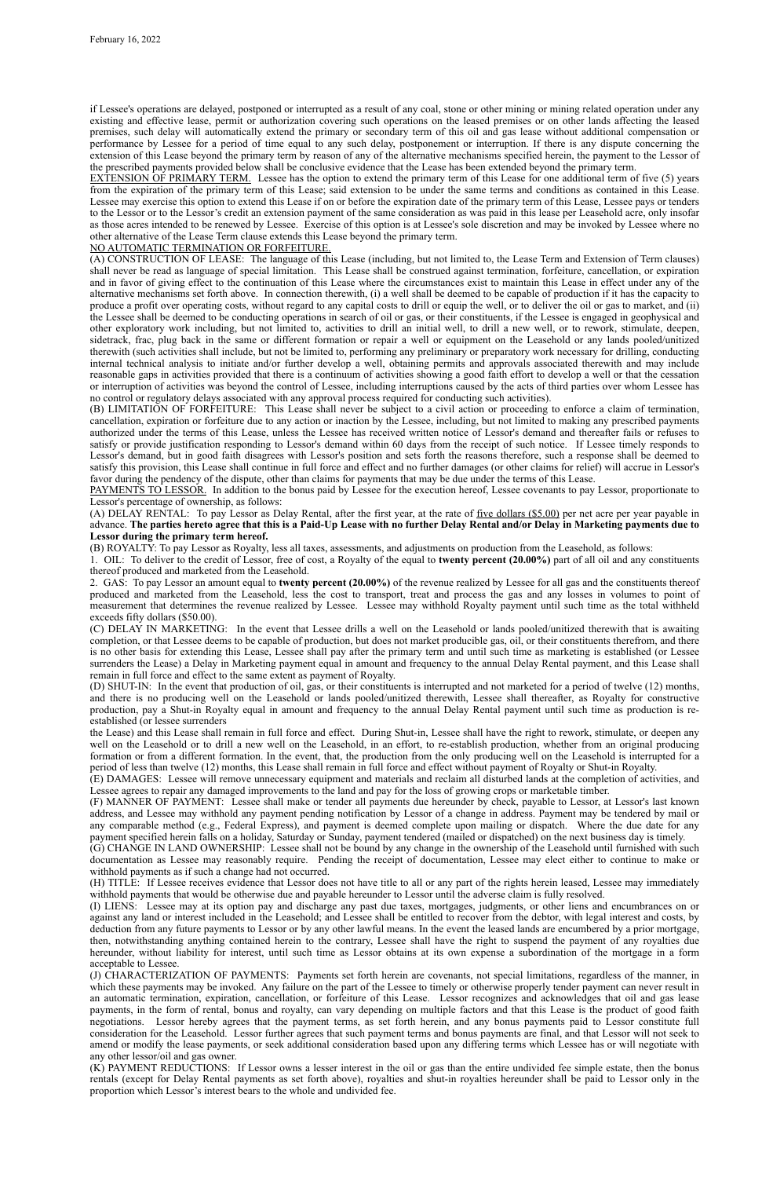if Lessee's operations are delayed, postponed or interrupted as a result of any coal, stone or other mining or mining related operation under any existing and effective lease, permit or authorization covering such operations on the leased premises or on other lands affecting the leased premises, such delay will automatically extend the primary or secondary term of this oil and gas lease without additional compensation or performance by Lessee for a period of time equal to any such delay, postponement or interruption. If there is any dispute concerning the extension of this Lease beyond the primary term by reason of any of the alternative mechanisms specified herein, the payment to the Lessor of the prescribed payments provided below shall be conclusive evidence that the Lease has been extended beyond the primary term.

EXTENSION OF PRIMARY TERM. Lessee has the option to extend the primary term of this Lease for one additional term of five (5) years from the expiration of the primary term of this Lease; said extension to be under the same terms and conditions as contained in this Lease. Lessee may exercise this option to extend this Lease if on or before the expiration date of the primary term of this Lease, Lessee pays or tenders to the Lessor or to the Lessor's credit an extension payment of the same consideration as was paid in this lease per Leasehold acre, only insofar as those acres intended to be renewed by Lessee. Exercise of this option is at Lessee's sole discretion and may be invoked by Lessee where no other alternative of the Lease Term clause extends this Lease beyond the primary term.

NO AUTOMATIC TERMINATION OR FORFEITURE.

(A) CONSTRUCTION OF LEASE: The language of this Lease (including, but not limited to, the Lease Term and Extension of Term clauses) shall never be read as language of special limitation. This Lease shall be construed against termination, forfeiture, cancellation, or expiration and in favor of giving effect to the continuation of this Lease where the circumstances exist to maintain this Lease in effect under any of the alternative mechanisms set forth above. In connection therewith, (i) a well shall be deemed to be capable of production if it has the capacity to produce a profit over operating costs, without regard to any capital costs to drill or equip the well, or to deliver the oil or gas to market, and (ii) the Lessee shall be deemed to be conducting operations in search of oil or gas, or their constituents, if the Lessee is engaged in geophysical and other exploratory work including, but not limited to, activities to drill an initial well, to drill a new well, or to rework, stimulate, deepen, sidetrack, frac, plug back in the same or different formation or repair a well or equipment on the Leasehold or any lands pooled/unitized therewith (such activities shall include, but not be limited to, performing any preliminary or preparatory work necessary for drilling, conducting internal technical analysis to initiate and/or further develop a well, obtaining permits and approvals associated therewith and may include reasonable gaps in activities provided that there is a continuum of activities showing a good faith effort to develop a well or that the cessation or interruption of activities was beyond the control of Lessee, including interruptions caused by the acts of third parties over whom Lessee has no control or regulatory delays associated with any approval process required for conducting such activities).

(B) LIMITATION OF FORFEITURE: This Lease shall never be subject to a civil action or proceeding to enforce a claim of termination, cancellation, expiration or forfeiture due to any action or inaction by the Lessee, including, but not limited to making any prescribed payments authorized under the terms of this Lease, unless the Lessee has received written notice of Lessor's demand and thereafter fails or refuses to satisfy or provide justification responding to Lessor's demand within 60 days from the receipt of such notice. If Lessee timely responds to Lessor's demand, but in good faith disagrees with Lessor's position and sets forth the reasons therefore, such a response shall be deemed to satisfy this provision, this Lease shall continue in full force and effect and no further damages (or other claims for relief) will accrue in Lessor's favor during the pendency of the dispute, other than claims for payments that may be due under the terms of this Lease.

PAYMENTS TO LESSOR. In addition to the bonus paid by Lessee for the execution hereof, Lessee covenants to pay Lessor, proportionate to Lessor's percentage of ownership, as follows:

(A) DELAY RENTAL: To pay Lessor as Delay Rental, after the first year, at the rate of five dollars ($5.00) per net acre per year payable in advance. **The parties hereto agree that this is a Paid-Up Lease with no further Delay Rental and/or Delay in Marketing payments due to Lessor during the primary term hereof.**

(B) ROYALTY: To pay Lessor as Royalty, less all taxes, assessments, and adjustments on production from the Leasehold, as follows:

1. OIL: To deliver to the credit of Lessor, free of cost, a Royalty of the equal to **twenty percent (20.00%)** part of all oil and any constituents thereof produced and marketed from the Leasehold.

2. GAS: To pay Lessor an amount equal to **twenty percent (20.00%)** of the revenue realized by Lessee for all gas and the constituents thereof produced and marketed from the Leasehold, less the cost to transport, treat and process the gas and any losses in volumes to point of measurement that determines the revenue realized by Lessee. Lessee may withhold Royalty payment until such time as the total withheld exceeds fifty dollars ($50.00).

(C) DELAY IN MARKETING: In the event that Lessee drills a well on the Leasehold or lands pooled/unitized therewith that is awaiting completion, or that Lessee deems to be capable of production, but does not market producible gas, oil, or their constituents therefrom, and there is no other basis for extending this Lease, Lessee shall pay after the primary term and until such time as marketing is established (or Lessee surrenders the Lease) a Delay in Marketing payment equal in amount and frequency to the annual Delay Rental payment, and this Lease shall remain in full force and effect to the same extent as payment of Royalty.

(D) SHUT-IN: In the event that production of oil, gas, or their constituents is interrupted and not marketed for a period of twelve (12) months, and there is no producing well on the Leasehold or lands pooled/unitized therewith, Lessee shall thereafter, as Royalty for constructive production, pay a Shut-in Royalty equal in amount and frequency to the annual Delay Rental payment until such time as production is re-established (or lessee surrenders the Lease) and this Lease shall remain in full force and effect. During Shut-in, Lessee shall have the right to rework, stimulate, or deepen any well on the Leasehold or to drill a new well on the Leasehold, in an effort, to re-establish production, whether from an original producing formation or from a different formation. In the event, that, the production from the only producing well on the Leasehold is interrupted for a period of less than twelve (12) months, this Lease shall remain in full force and effect without payment of Royalty or Shut-in Royalty.

(E) DAMAGES: Lessee will remove unnecessary equipment and materials and reclaim all disturbed lands at the completion of activities, and Lessee agrees to repair any damaged improvements to the land and pay for the loss of growing crops or marketable timber.

(F) MANNER OF PAYMENT: Lessee shall make or tender all payments due hereunder by check, payable to Lessor, at Lessor's last known address, and Lessee may withhold any payment pending notification by Lessor of a change in address. Payment may be tendered by mail or any comparable method (e.g., Federal Express), and payment is deemed complete upon mailing or dispatch. Where the due date for any payment specified herein falls on a holiday, Saturday or Sunday, payment tendered (mailed or dispatched) on the next business day is timely.

(G) CHANGE IN LAND OWNERSHIP: Lessee shall not be bound by any change in the ownership of the Leasehold until furnished with such documentation as Lessee may reasonably require. Pending the receipt of documentation, Lessee may elect either to continue to make or withhold payments as if such a change had not occurred.

(H) TITLE: If Lessee receives evidence that Lessor does not have title to all or any part of the rights herein leased, Lessee may immediately withhold payments that would be otherwise due and payable hereunder to Lessor until the adverse claim is fully resolved.

(I) LIENS: Lessee may at its option pay and discharge any past due taxes, mortgages, judgments, or other liens and encumbrances on or against any land or interest included in the Leasehold; and Lessee shall be entitled to recover from the debtor, with legal interest and costs, by deduction from any future payments to Lessor or by any other lawful means. In the event the leased lands are encumbered by a prior mortgage, then, notwithstanding anything contained herein to the contrary, Lessee shall have the right to suspend the payment of any royalties due hereunder, without liability for interest, until such time as Lessor obtains at its own expense a subordination of the mortgage in a form acceptable to Lessee.

(J) CHARACTERIZATION OF PAYMENTS: Payments set forth herein are covenants, not special limitations, regardless of the manner, in which these payments may be invoked. Any failure on the part of the Lessee to timely or otherwise properly tender payment can never result in an automatic termination, expiration, cancellation, or forfeiture of this Lease. Lessor recognizes and acknowledges that oil and gas lease payments, in the form of rental, bonus and royalty, can vary depending on multiple factors and that this Lease is the product of good faith negotiations. Lessor hereby agrees that the payment terms, as set forth herein, and any bonus payments paid to Lessor constitute full consideration for the Leasehold. Lessor further agrees that such payment terms and bonus payments are final, and that Lessor will not seek to amend or modify the lease payments, or seek additional consideration based upon any differing terms which Lessee has or will negotiate with any other lessor/oil and gas owner.

(K) PAYMENT REDUCTIONS: If Lessor owns a lesser interest in the oil or gas than the entire undivided fee simple estate, then the bonus rentals (except for Delay Rental payments as set forth above), royalties and shut-in royalties hereunder shall be paid to Lessor only in the proportion which Lessor's interest bears to the whole and undivided fee.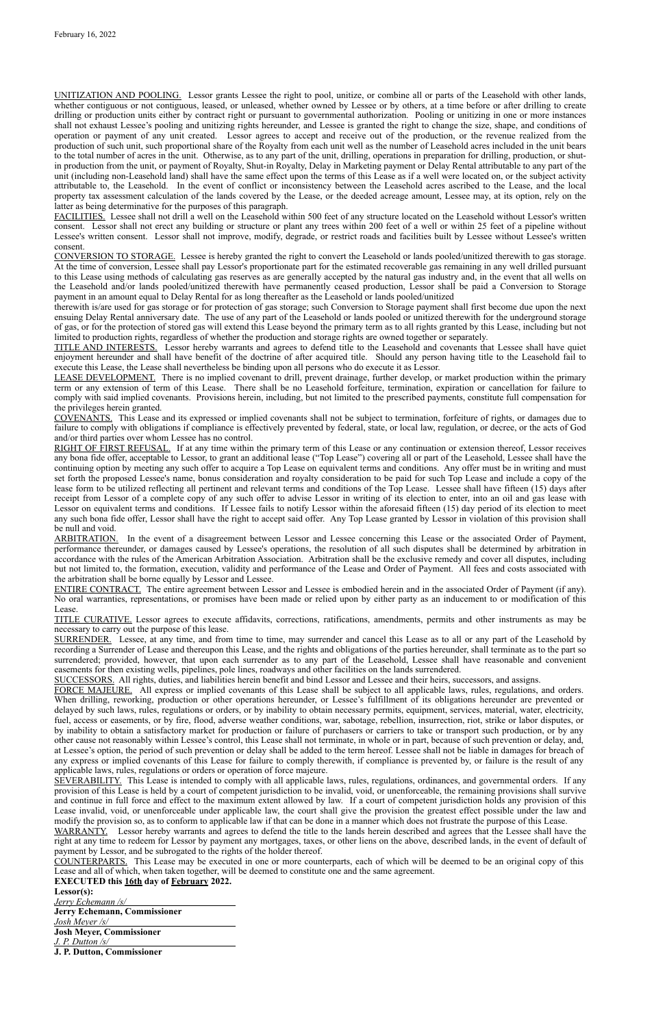UNITIZATION AND POOLING. Lessor grants Lessee the right to pool, unitize, or combine all or parts of the Leasehold with other lands, whether contiguous or not contiguous, leased, or unleased, whether owned by Lessee or by others, at a time before or after drilling to create drilling or production units either by contract right or pursuant to governmental authorization. Pooling or unitizing in one or more instances shall not exhaust Lessee's pooling and unitizing rights hereunder, and Lessee is granted the right to change the size, shape, and conditions of operation or payment of any unit created. Lessor agrees to accept and receive out of the production, or the revenue realized from the production of such unit, such proportional share of the Royalty from each unit well as the number of Leasehold acres included in the unit bears to the total number of acres in the unit. Otherwise, as to any part of the unit, drilling, operations in preparation for drilling, production, or shut-in production from the unit, or payment of Royalty, Shut-in Royalty, Delay in Marketing payment or Delay Rental attributable to any part of the unit (including non-Leasehold land) shall have the same effect upon the terms of this Lease as if a well were located on, or the subject activity attributable to, the Leasehold. In the event of conflict or inconsistency between the Leasehold acres ascribed to the Lease, and the local property tax assessment calculation of the lands covered by the Lease, or the deeded acreage amount, Lessee may, at its option, rely on the latter as being determinative for the purposes of this paragraph.

FACILITIES. Lessee shall not drill a well on the Leasehold within 500 feet of any structure located on the Leasehold without Lessor's written consent. Lessor shall not erect any building or structure or plant any trees within 200 feet of a well or within 25 feet of a pipeline without Lessee's written consent. Lessor shall not improve, modify, degrade, or restrict roads and facilities built by Lessee without Lessee's written consent.

CONVERSION TO STORAGE. Lessee is hereby granted the right to convert the Leasehold or lands pooled/unitized therewith to gas storage. At the time of conversion, Lessee shall pay Lessor's proportionate part for the estimated recoverable gas remaining in any well drilled pursuant to this Lease using methods of calculating gas reserves as are generally accepted by the natural gas industry and, in the event that all wells on the Leasehold and/or lands pooled/unitized therewith have permanently ceased production, Lessor shall be paid a Conversion to Storage payment in an amount equal to Delay Rental for as long thereafter as the Leasehold or lands pooled/unitized therewith is/are used for gas storage or for protection of gas storage; such Conversion to Storage payment shall first become due upon the next ensuing Delay Rental anniversary date. The use of any part of the Leasehold or lands pooled or unitized therewith for the underground storage of gas, or for the protection of stored gas will extend this Lease beyond the primary term as to all rights granted by this Lease, including but not limited to production rights, regardless of whether the production and storage rights are owned together or separately.

TITLE AND INTERESTS. Lessor hereby warrants and agrees to defend title to the Leasehold and covenants that Lessee shall have quiet enjoyment hereunder and shall have benefit of the doctrine of after acquired title. Should any person having title to the Leasehold fail to execute this Lease, the Lease shall nevertheless be binding upon all persons who do execute it as Lessor.

LEASE DEVELOPMENT. There is no implied covenant to drill, prevent drainage, further develop, or market production within the primary term or any extension of term of this Lease. There shall be no Leasehold forfeiture, termination, expiration or cancellation for failure to comply with said implied covenants. Provisions herein, including, but not limited to the prescribed payments, constitute full compensation for the privileges herein granted.

COVENANTS. This Lease and its expressed or implied covenants shall not be subject to termination, forfeiture of rights, or damages due to failure to comply with obligations if compliance is effectively prevented by federal, state, or local law, regulation, or decree, or the acts of God and/or third parties over whom Lessee has no control.

RIGHT OF FIRST REFUSAL. If at any time within the primary term of this Lease or any continuation or extension thereof, Lessor receives any bona fide offer, acceptable to Lessor, to grant an additional lease ("Top Lease") covering all or part of the Leasehold, Lessee shall have the continuing option by meeting any such offer to acquire a Top Lease on equivalent terms and conditions. Any offer must be in writing and must set forth the proposed Lessee's name, bonus consideration and royalty consideration to be paid for such Top Lease and include a copy of the lease form to be utilized reflecting all pertinent and relevant terms and conditions of the Top Lease. Lessee shall have fifteen (15) days after receipt from Lessor of a complete copy of any such offer to advise Lessor in writing of its election to enter, into an oil and gas lease with Lessor on equivalent terms and conditions. If Lessee fails to notify Lessor within the aforesaid fifteen (15) day period of its election to meet any such bona fide offer, Lessor shall have the right to accept said offer. Any Top Lease granted by Lessor in violation of this provision shall be null and void.

ARBITRATION. In the event of a disagreement between Lessor and Lessee concerning this Lease or the associated Order of Payment, performance thereunder, or damages caused by Lessee's operations, the resolution of all such disputes shall be determined by arbitration in accordance with the rules of the American Arbitration Association. Arbitration shall be the exclusive remedy and cover all disputes, including but not limited to, the formation, execution, validity and performance of the Lease and Order of Payment. All fees and costs associated with the arbitration shall be borne equally by Lessor and Lessee.

ENTIRE CONTRACT. The entire agreement between Lessor and Lessee is embodied herein and in the associated Order of Payment (if any). No oral warranties, representations, or promises have been made or relied upon by either party as an inducement to or modification of this Lease.

TITLE CURATIVE. Lessor agrees to execute affidavits, corrections, ratifications, amendments, permits and other instruments as may be necessary to carry out the purpose of this lease.

SURRENDER. Lessee, at any time, and from time to time, may surrender and cancel this Lease as to all or any part of the Leasehold by recording a Surrender of Lease and thereupon this Lease, and the rights and obligations of the parties hereunder, shall terminate as to the part so surrendered; provided, however, that upon each surrender as to any part of the Leasehold, Lessee shall have reasonable and convenient easements for then existing wells, pipelines, pole lines, roadways and other facilities on the lands surrendered.

SUCCESSORS. All rights, duties, and liabilities herein benefit and bind Lessor and Lessee and their heirs, successors, and assigns.

FORCE MAJEURE. All express or implied covenants of this Lease shall be subject to all applicable laws, rules, regulations, and orders. When drilling, reworking, production or other operations hereunder, or Lessee's fulfillment of its obligations hereunder are prevented or delayed by such laws, rules, regulations or orders, or by inability to obtain necessary permits, equipment, services, material, water, electricity, fuel, access or easements, or by fire, flood, adverse weather conditions, war, sabotage, rebellion, insurrection, riot, strike or labor disputes, or by inability to obtain a satisfactory market for production or failure of purchasers or carriers to take or transport such production, or by any other cause not reasonably within Lessee's control, this Lease shall not terminate, in whole or in part, because of such prevention or delay, and, at Lessee's option, the period of such prevention or delay shall be added to the term hereof. Lessee shall not be liable in damages for breach of any express or implied covenants of this Lease for failure to comply therewith, if compliance is prevented by, or failure is the result of any applicable laws, rules, regulations or orders or operation of force majeure.

SEVERABILITY. This Lease is intended to comply with all applicable laws, rules, regulations, ordinances, and governmental orders. If any provision of this Lease is held by a court of competent jurisdiction to be invalid, void, or unenforceable, the remaining provisions shall survive and continue in full force and effect to the maximum extent allowed by law. If a court of competent jurisdiction holds any provision of this Lease invalid, void, or unenforceable under applicable law, the court shall give the provision the greatest effect possible under the law and modify the provision so, as to conform to applicable law if that can be done in a manner which does not frustrate the purpose of this Lease.

WARRANTY. Lessor hereby warrants and agrees to defend the title to the lands herein described and agrees that the Lessee shall have the right at any time to redeem for Lessor by payment any mortgages, taxes, or other liens on the above, described lands, in the event of default of payment by Lessor, and be subrogated to the rights of the holder thereof.

COUNTERPARTS. This Lease may be executed in one or more counterparts, each of which will be deemed to be an original copy of this Lease and all of which, when taken together, will be deemed to constitute one and the same agreement.

**EXECUTED this 16th day of February 2022.**

**Lessor(s):**

*Jerry Echemann /s/*
**Jerry Echemann, Commissioner**

*Josh Meyer /s/*
**Josh Meyer, Commissioner**

*J. P. Dutton /s/*
**J. P. Dutton, Commissioner**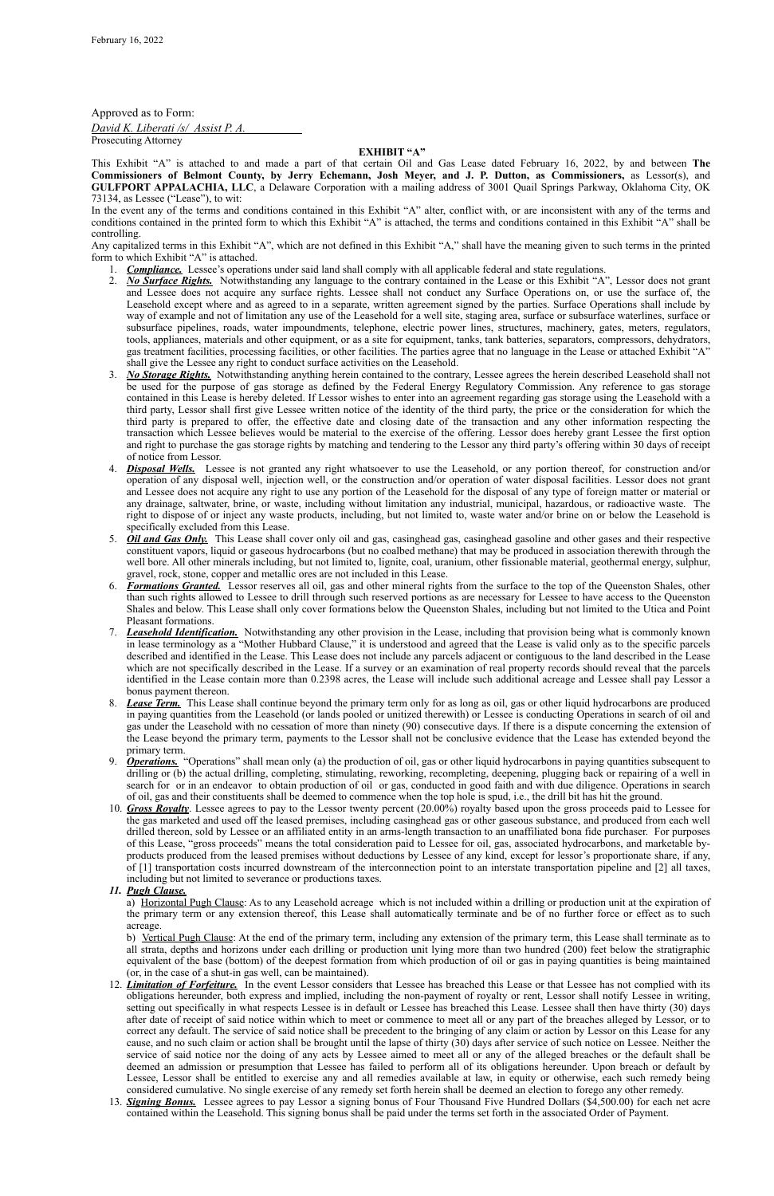February 16, 2022

Approved as to Form:

*David K. Liberati /s/ Assist P. A.*

Prosecuting Attorney

**EXHIBIT "A"**

This Exhibit "A" is attached to and made a part of that certain Oil and Gas Lease dated February 16, 2022, by and between **The Commissioners of Belmont County, by Jerry Echemann, Josh Meyer, and J. P. Dutton, as Commissioners,** as Lessor(s), and **GULFPORT APPALACHIA, LLC**, a Delaware Corporation with a mailing address of 3001 Quail Springs Parkway, Oklahoma City, OK 73134, as Lessee ("Lease"), to wit:

In the event any of the terms and conditions contained in this Exhibit "A" alter, conflict with, or are inconsistent with any of the terms and conditions contained in the printed form to which this Exhibit "A" is attached, the terms and conditions contained in this Exhibit "A" shall be controlling.

Any capitalized terms in this Exhibit "A", which are not defined in this Exhibit "A," shall have the meaning given to such terms in the printed form to which Exhibit "A" is attached.

1. ***Compliance.*** Lessee's operations under said land shall comply with all applicable federal and state regulations.
2. ***No Surface Rights.*** Notwithstanding any language to the contrary contained in the Lease or this Exhibit "A", Lessor does not grant and Lessee does not acquire any surface rights. Lessee shall not conduct any Surface Operations on, or use the surface of, the Leasehold except where and as agreed to in a separate, written agreement signed by the parties. Surface Operations shall include by way of example and not of limitation any use of the Leasehold for a well site, staging area, surface or subsurface waterlines, surface or subsurface pipelines, roads, water impoundments, telephone, electric power lines, structures, machinery, gates, meters, regulators, tools, appliances, materials and other equipment, or as a site for equipment, tanks, tank batteries, separators, compressors, dehydrators, gas treatment facilities, processing facilities, or other facilities. The parties agree that no language in the Lease or attached Exhibit "A" shall give the Lessee any right to conduct surface activities on the Leasehold.
3. ***No Storage Rights.*** Notwithstanding anything herein contained to the contrary, Lessee agrees the herein described Leasehold shall not be used for the purpose of gas storage as defined by the Federal Energy Regulatory Commission. Any reference to gas storage contained in this Lease is hereby deleted. If Lessor wishes to enter into an agreement regarding gas storage using the Leasehold with a third party, Lessor shall first give Lessee written notice of the identity of the third party, the price or the consideration for which the third party is prepared to offer, the effective date and closing date of the transaction and any other information respecting the transaction which Lessee believes would be material to the exercise of the offering. Lessor does hereby grant Lessee the first option and right to purchase the gas storage rights by matching and tendering to the Lessor any third party's offering within 30 days of receipt of notice from Lessor.
4. ***Disposal Wells.*** Lessee is not granted any right whatsoever to use the Leasehold, or any portion thereof, for construction and/or operation of any disposal well, injection well, or the construction and/or operation of water disposal facilities. Lessor does not grant and Lessee does not acquire any right to use any portion of the Leasehold for the disposal of any type of foreign matter or material or any drainage, saltwater, brine, or waste, including without limitation any industrial, municipal, hazardous, or radioactive waste. The right to dispose of or inject any waste products, including, but not limited to, waste water and/or brine on or below the Leasehold is specifically excluded from this Lease.
5. ***Oil and Gas Only.*** This Lease shall cover only oil and gas, casinghead gas, casinghead gasoline and other gases and their respective constituent vapors, liquid or gaseous hydrocarbons (but no coalbed methane) that may be produced in association therewith through the well bore. All other minerals including, but not limited to, lignite, coal, uranium, other fissionable material, geothermal energy, sulphur, gravel, rock, stone, copper and metallic ores are not included in this Lease.
6. ***Formations Granted.*** Lessor reserves all oil, gas and other mineral rights from the surface to the top of the Queenston Shales, other than such rights allowed to Lessee to drill through such reserved portions as are necessary for Lessee to have access to the Queenston Shales and below. This Lease shall only cover formations below the Queenston Shales, including but not limited to the Utica and Point Pleasant formations.
7. ***Leasehold Identification.*** Notwithstanding any other provision in the Lease, including that provision being what is commonly known in lease terminology as a "Mother Hubbard Clause," it is understood and agreed that the Lease is valid only as to the specific parcels described and identified in the Lease. This Lease does not include any parcels adjacent or contiguous to the land described in the Lease which are not specifically described in the Lease. If a survey or an examination of real property records should reveal that the parcels identified in the Lease contain more than 0.2398 acres, the Lease will include such additional acreage and Lessee shall pay Lessor a bonus payment thereon.
8. ***Lease Term.*** This Lease shall continue beyond the primary term only for as long as oil, gas or other liquid hydrocarbons are produced in paying quantities from the Leasehold (or lands pooled or unitized therewith) or Lessee is conducting Operations in search of oil and gas under the Leasehold with no cessation of more than ninety (90) consecutive days. If there is a dispute concerning the extension of the Lease beyond the primary term, payments to the Lessor shall not be conclusive evidence that the Lease has extended beyond the primary term.
9. ***Operations.*** "Operations" shall mean only (a) the production of oil, gas or other liquid hydrocarbons in paying quantities subsequent to drilling or (b) the actual drilling, completing, stimulating, reworking, recompleting, deepening, plugging back or repairing of a well in search for or in an endeavor to obtain production of oil or gas, conducted in good faith and with due diligence. Operations in search of oil, gas and their constituents shall be deemed to commence when the top hole is spud, i.e., the drill bit has hit the ground.
10. ***Gross Royalty***. Lessee agrees to pay to the Lessor twenty percent (20.00%) royalty based upon the gross proceeds paid to Lessee for the gas marketed and used off the leased premises, including casinghead gas or other gaseous substance, and produced from each well drilled thereon, sold by Lessee or an affiliated entity in an arms-length transaction to an unaffiliated bona fide purchaser. For purposes of this Lease, "gross proceeds" means the total consideration paid to Lessee for oil, gas, associated hydrocarbons, and marketable by-products produced from the leased premises without deductions by Lessee of any kind, except for lessor's proportionate share, if any, of [1] transportation costs incurred downstream of the interconnection point to an interstate transportation pipeline and [2] all taxes, including but not limited to severance or productions taxes.
11. ***Pugh Clause.***

    a) Horizontal Pugh Clause: As to any Leasehold acreage which is not included within a drilling or production unit at the expiration of the primary term or any extension thereof, this Lease shall automatically terminate and be of no further force or effect as to such acreage.

    b) Vertical Pugh Clause: At the end of the primary term, including any extension of the primary term, this Lease shall terminate as to all strata, depths and horizons under each drilling or production unit lying more than two hundred (200) feet below the stratigraphic equivalent of the base (bottom) of the deepest formation from which production of oil or gas in paying quantities is being maintained (or, in the case of a shut-in gas well, can be maintained).
12. ***Limitation of Forfeiture.*** In the event Lessor considers that Lessee has breached this Lease or that Lessee has not complied with its obligations hereunder, both express and implied, including the non-payment of royalty or rent, Lessor shall notify Lessee in writing, setting out specifically in what respects Lessee is in default or Lessee has breached this Lease. Lessee shall then have thirty (30) days after date of receipt of said notice within which to meet or commence to meet all or any part of the breaches alleged by Lessor, or to correct any default. The service of said notice shall be precedent to the bringing of any claim or action by Lessor on this Lease for any cause, and no such claim or action shall be brought until the lapse of thirty (30) days after service of such notice on Lessee. Neither the service of said notice nor the doing of any acts by Lessee aimed to meet all or any of the alleged breaches or the default shall be deemed an admission or presumption that Lessee has failed to perform all of its obligations hereunder. Upon breach or default by Lessee, Lessor shall be entitled to exercise any and all remedies available at law, in equity or otherwise, each such remedy being considered cumulative. No single exercise of any remedy set forth herein shall be deemed an election to forego any other remedy.
13. ***Signing Bonus.*** Lessee agrees to pay Lessor a signing bonus of Four Thousand Five Hundred Dollars ($4,500.00) for each net acre contained within the Leasehold. This signing bonus shall be paid under the terms set forth in the associated Order of Payment.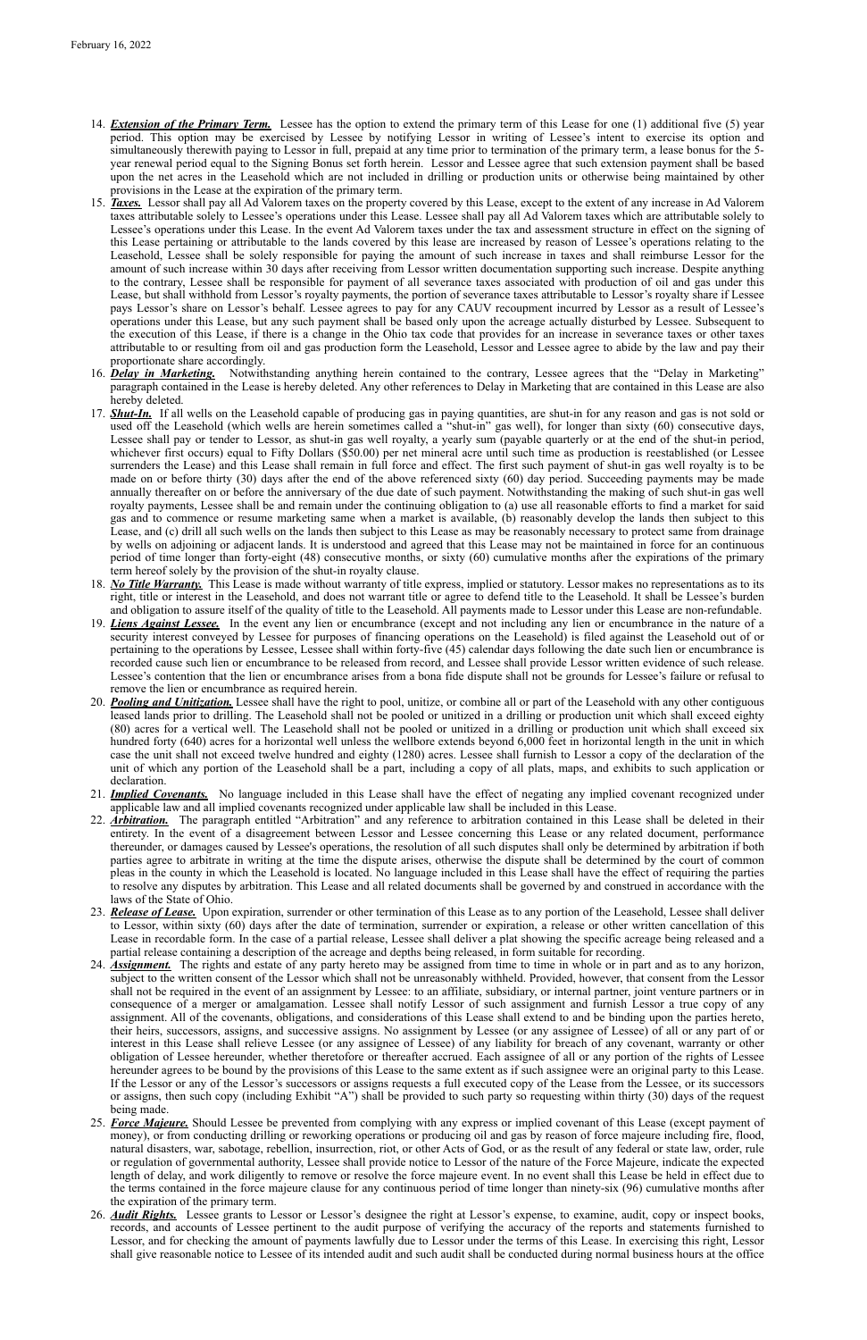14. ***Extension of the Primary Term.*** Lessee has the option to extend the primary term of this Lease for one (1) additional five (5) year period. This option may be exercised by Lessee by notifying Lessor in writing of Lessee's intent to exercise its option and simultaneously therewith paying to Lessor in full, prepaid at any time prior to termination of the primary term, a lease bonus for the 5-year renewal period equal to the Signing Bonus set forth herein. Lessor and Lessee agree that such extension payment shall be based upon the net acres in the Leasehold which are not included in drilling or production units or otherwise being maintained by other provisions in the Lease at the expiration of the primary term.
15. ***Taxes.*** Lessor shall pay all Ad Valorem taxes on the property covered by this Lease, except to the extent of any increase in Ad Valorem taxes attributable solely to Lessee's operations under this Lease. Lessee shall pay all Ad Valorem taxes which are attributable solely to Lessee's operations under this Lease. In the event Ad Valorem taxes under the tax and assessment structure in effect on the signing of this Lease pertaining or attributable to the lands covered by this lease are increased by reason of Lessee's operations relating to the Leasehold, Lessee shall be solely responsible for paying the amount of such increase in taxes and shall reimburse Lessor for the amount of such increase within 30 days after receiving from Lessor written documentation supporting such increase. Despite anything to the contrary, Lessee shall be responsible for payment of all severance taxes associated with production of oil and gas under this Lease, but shall withhold from Lessor's royalty payments, the portion of severance taxes attributable to Lessor's royalty share if Lessee pays Lessor's share on Lessor's behalf. Lessee agrees to pay for any CAUV recoupment incurred by Lessor as a result of Lessee's operations under this Lease, but any such payment shall be based only upon the acreage actually disturbed by Lessee. Subsequent to the execution of this Lease, if there is a change in the Ohio tax code that provides for an increase in severance taxes or other taxes attributable to or resulting from oil and gas production form the Leasehold, Lessor and Lessee agree to abide by the law and pay their proportionate share accordingly.
16. ***Delay in Marketing.*** Notwithstanding anything herein contained to the contrary, Lessee agrees that the "Delay in Marketing" paragraph contained in the Lease is hereby deleted. Any other references to Delay in Marketing that are contained in this Lease are also hereby deleted.
17. ***Shut-In.*** If all wells on the Leasehold capable of producing gas in paying quantities, are shut-in for any reason and gas is not sold or used off the Leasehold (which wells are herein sometimes called a "shut-in" gas well), for longer than sixty (60) consecutive days, Lessee shall pay or tender to Lessor, as shut-in gas well royalty, a yearly sum (payable quarterly or at the end of the shut-in period, whichever first occurs) equal to Fifty Dollars ($50.00) per net mineral acre until such time as production is reestablished (or Lessee surrenders the Lease) and this Lease shall remain in full force and effect. The first such payment of shut-in gas well royalty is to be made on or before thirty (30) days after the end of the above referenced sixty (60) day period. Succeeding payments may be made annually thereafter on or before the anniversary of the due date of such payment. Notwithstanding the making of such shut-in gas well royalty payments, Lessee shall be and remain under the continuing obligation to (a) use all reasonable efforts to find a market for said gas and to commence or resume marketing same when a market is available, (b) reasonably develop the lands then subject to this Lease, and (c) drill all such wells on the lands then subject to this Lease as may be reasonably necessary to protect same from drainage by wells on adjoining or adjacent lands. It is understood and agreed that this Lease may not be maintained in force for an continuous period of time longer than forty-eight (48) consecutive months, or sixty (60) cumulative months after the expirations of the primary term hereof solely by the provision of the shut-in royalty clause.
18. ***No Title Warranty.*** This Lease is made without warranty of title express, implied or statutory. Lessor makes no representations as to its right, title or interest in the Leasehold, and does not warrant title or agree to defend title to the Leasehold. It shall be Lessee's burden and obligation to assure itself of the quality of title to the Leasehold. All payments made to Lessor under this Lease are non-refundable.
19. ***Liens Against Lessee.*** In the event any lien or encumbrance (except and not including any lien or encumbrance in the nature of a security interest conveyed by Lessee for purposes of financing operations on the Leasehold) is filed against the Leasehold out of or pertaining to the operations by Lessee, Lessee shall within forty-five (45) calendar days following the date such lien or encumbrance is recorded cause such lien or encumbrance to be released from record, and Lessee shall provide Lessor written evidence of such release. Lessee's contention that the lien or encumbrance arises from a bona fide dispute shall not be grounds for Lessee's failure or refusal to remove the lien or encumbrance as required herein.
20. ***Pooling and Unitization.*** Lessee shall have the right to pool, unitize, or combine all or part of the Leasehold with any other contiguous leased lands prior to drilling. The Leasehold shall not be pooled or unitized in a drilling or production unit which shall exceed eighty (80) acres for a vertical well. The Leasehold shall not be pooled or unitized in a drilling or production unit which shall exceed six hundred forty (640) acres for a horizontal well unless the wellbore extends beyond 6,000 feet in horizontal length in the unit in which case the unit shall not exceed twelve hundred and eighty (1280) acres. Lessee shall furnish to Lessor a copy of the declaration of the unit of which any portion of the Leasehold shall be a part, including a copy of all plats, maps, and exhibits to such application or declaration.
21. ***Implied Covenants.*** No language included in this Lease shall have the effect of negating any implied covenant recognized under applicable law and all implied covenants recognized under applicable law shall be included in this Lease.
22. ***Arbitration.*** The paragraph entitled "Arbitration" and any reference to arbitration contained in this Lease shall be deleted in their entirety. In the event of a disagreement between Lessor and Lessee concerning this Lease or any related document, performance thereunder, or damages caused by Lessee's operations, the resolution of all such disputes shall only be determined by arbitration if both parties agree to arbitrate in writing at the time the dispute arises, otherwise the dispute shall be determined by the court of common pleas in the county in which the Leasehold is located. No language included in this Lease shall have the effect of requiring the parties to resolve any disputes by arbitration. This Lease and all related documents shall be governed by and construed in accordance with the laws of the State of Ohio.
23. ***Release of Lease.*** Upon expiration, surrender or other termination of this Lease as to any portion of the Leasehold, Lessee shall deliver to Lessor, within sixty (60) days after the date of termination, surrender or expiration, a release or other written cancellation of this Lease in recordable form. In the case of a partial release, Lessee shall deliver a plat showing the specific acreage being released and a partial release containing a description of the acreage and depths being released, in form suitable for recording.
24. ***Assignment.*** The rights and estate of any party hereto may be assigned from time to time in whole or in part and as to any horizon, subject to the written consent of the Lessor which shall not be unreasonably withheld. Provided, however, that consent from the Lessor shall not be required in the event of an assignment by Lessee: to an affiliate, subsidiary, or internal partner, joint venture partners or in consequence of a merger or amalgamation. Lessee shall notify Lessor of such assignment and furnish Lessor a true copy of any assignment. All of the covenants, obligations, and considerations of this Lease shall extend to and be binding upon the parties hereto, their heirs, successors, assigns, and successive assigns. No assignment by Lessee (or any assignee of Lessee) of all or any part of or interest in this Lease shall relieve Lessee (or any assignee of Lessee) of any liability for breach of any covenant, warranty or other obligation of Lessee hereunder, whether theretofore or thereafter accrued. Each assignee of all or any portion of the rights of Lessee hereunder agrees to be bound by the provisions of this Lease to the same extent as if such assignee were an original party to this Lease. If the Lessor or any of the Lessor's successors or assigns requests a full executed copy of the Lease from the Lessee, or its successors or assigns, then such copy (including Exhibit "A") shall be provided to such party so requesting within thirty (30) days of the request being made.
25. ***Force Majeure.*** Should Lessee be prevented from complying with any express or implied covenant of this Lease (except payment of money), or from conducting drilling or reworking operations or producing oil and gas by reason of force majeure including fire, flood, natural disasters, war, sabotage, rebellion, insurrection, riot, or other Acts of God, or as the result of any federal or state law, order, rule or regulation of governmental authority, Lessee shall provide notice to Lessor of the nature of the Force Majeure, indicate the expected length of delay, and work diligently to remove or resolve the force majeure event. In no event shall this Lease be held in effect due to the terms contained in the force majeure clause for any continuous period of time longer than ninety-six (96) cumulative months after the expiration of the primary term.
26. ***Audit Rights.*** Lessee grants to Lessor or Lessor's designee the right at Lessor's expense, to examine, audit, copy or inspect books, records, and accounts of Lessee pertinent to the audit purpose of verifying the accuracy of the reports and statements furnished to Lessor, and for checking the amount of payments lawfully due to Lessor under the terms of this Lease. In exercising this right, Lessor shall give reasonable notice to Lessee of its intended audit and such audit shall be conducted during normal business hours at the office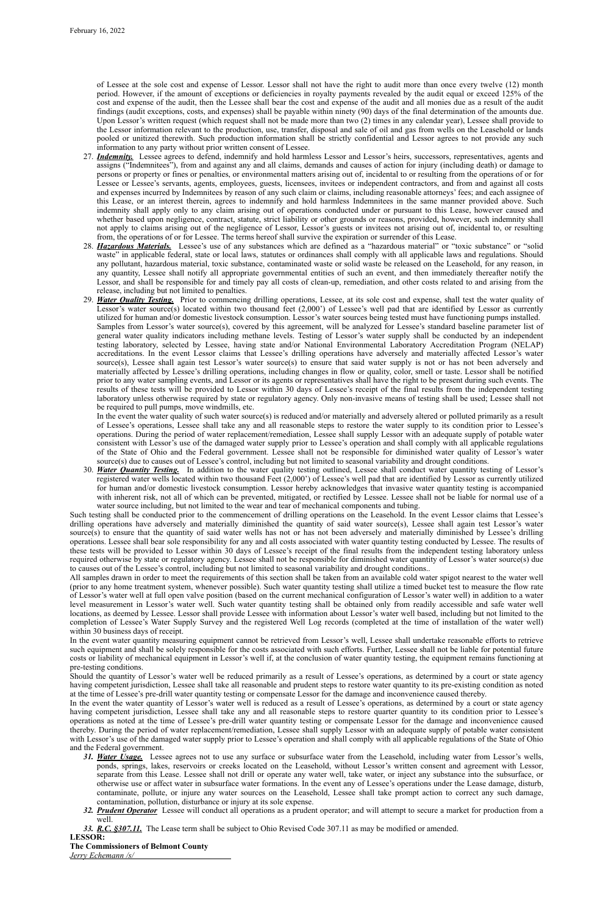of Lessee at the sole cost and expense of Lessor. Lessor shall not have the right to audit more than once every twelve (12) month period. However, if the amount of exceptions or deficiencies in royalty payments revealed by the audit equal or exceed 125% of the cost and expense of the audit, then the Lessee shall bear the cost and expense of the audit and all monies due as a result of the audit findings (audit exceptions, costs, and expenses) shall be payable within ninety (90) days of the final determination of the amounts due. Upon Lessor's written request (which request shall not be made more than two (2) times in any calendar year), Lessee shall provide to the Lessor information relevant to the production, use, transfer, disposal and sale of oil and gas from wells on the Leasehold or lands pooled or unitized therewith. Such production information shall be strictly confidential and Lessor agrees to not provide any such information to any party without prior written consent of Lessee.

27. ***Indemnity.*** Lessee agrees to defend, indemnify and hold harmless Lessor and Lessor's heirs, successors, representatives, agents and assigns ("Indemnitees"), from and against any and all claims, demands and causes of action for injury (including death) or damage to persons or property or fines or penalties, or environmental matters arising out of, incidental to or resulting from the operations of or for Lessee or Lessee's servants, agents, employees, guests, licensees, invitees or independent contractors, and from and against all costs and expenses incurred by Indemnitees by reason of any such claim or claims, including reasonable attorneys' fees; and each assignee of this Lease, or an interest therein, agrees to indemnify and hold harmless Indemnitees in the same manner provided above. Such indemnity shall apply only to any claim arising out of operations conducted under or pursuant to this Lease, however caused and whether based upon negligence, contract, statute, strict liability or other grounds or reasons, provided, however, such indemnity shall not apply to claims arising out of the negligence of Lessor, Lessor's guests or invitees not arising out of, incidental to, or resulting from, the operations of or for Lessee. The terms hereof shall survive the expiration or surrender of this Lease.
28. ***Hazardous Materials.*** Lessee's use of any substances which are defined as a "hazardous material" or "toxic substance" or "solid waste" in applicable federal, state or local laws, statutes or ordinances shall comply with all applicable laws and regulations. Should any pollutant, hazardous material, toxic substance, contaminated waste or solid waste be released on the Leasehold, for any reason, in any quantity, Lessee shall notify all appropriate governmental entities of such an event, and then immediately thereafter notify the Lessor, and shall be responsible for and timely pay all costs of clean-up, remediation, and other costs related to and arising from the release, including but not limited to penalties.
29. ***Water Quality Testing.*** Prior to commencing drilling operations, Lessee, at its sole cost and expense, shall test the water quality of Lessor's water source(s) located within two thousand feet (2,000') of Lessee's well pad that are identified by Lessor as currently utilized for human and/or domestic livestock consumption. Lessor's water sources being tested must have functioning pumps installed.
   Samples from Lessor's water source(s), covered by this agreement, will be analyzed for Lessee's standard baseline parameter list of general water quality indicators including methane levels. Testing of Lessor's water supply shall be conducted by an independent testing laboratory, selected by Lessee, having state and/or National Environmental Laboratory Accreditation Program (NELAP) accreditations. In the event Lessor claims that Lessee's drilling operations have adversely and materially affected Lessor's water source(s), Lessee shall again test Lessor's water source(s) to ensure that said water supply is not or has not been adversely and materially affected by Lessee's drilling operations, including changes in flow or quality, color, smell or taste. Lessor shall be notified prior to any water sampling events, and Lessor or its agents or representatives shall have the right to be present during such events. The results of these tests will be provided to Lessor within 30 days of Lessee's receipt of the final results from the independent testing laboratory unless otherwise required by state or regulatory agency. Only non-invasive means of testing shall be used; Lessee shall not be required to pull pumps, move windmills, etc.
   In the event the water quality of such water source(s) is reduced and/or materially and adversely altered or polluted primarily as a result of Lessee's operations, Lessee shall take any and all reasonable steps to restore the water supply to its condition prior to Lessee's operations. During the period of water replacement/remediation, Lessee shall supply Lessor with an adequate supply of potable water consistent with Lessor's use of the damaged water supply prior to Lessee's operation and shall comply with all applicable regulations of the State of Ohio and the Federal government. Lessee shall not be responsible for diminished water quality of Lessor's water source(s) due to causes out of Lessee's control, including but not limited to seasonal variability and drought conditions.
30. ***Water Quantity Testing.*** In addition to the water quality testing outlined, Lessee shall conduct water quantity testing of Lessor's registered water wells located within two thousand Feet (2,000') of Lessee's well pad that are identified by Lessor as currently utilized for human and/or domestic livestock consumption. Lessor hereby acknowledges that invasive water quantity testing is accompanied with inherent risk, not all of which can be prevented, mitigated, or rectified by Lessee. Lessee shall not be liable for normal use of a water source including, but not limited to the wear and tear of mechanical components and tubing.

Such testing shall be conducted prior to the commencement of drilling operations on the Leasehold. In the event Lessor claims that Lessee's drilling operations have adversely and materially diminished the quantity of said water source(s), Lessee shall again test Lessor's water source(s) to ensure that the quantity of said water wells has not or has not been adversely and materially diminished by Lessee's drilling operations. Lessee shall bear sole responsibility for any and all costs associated with water quantity testing conducted by Lessee. The results of these tests will be provided to Lessor within 30 days of Lessee's receipt of the final results from the independent testing laboratory unless required otherwise by state or regulatory agency. Lessee shall not be responsible for diminished water quantity of Lessor's water source(s) due to causes out of the Lessee's control, including but not limited to seasonal variability and drought conditions..

All samples drawn in order to meet the requirements of this section shall be taken from an available cold water spigot nearest to the water well (prior to any home treatment system, whenever possible). Such water quantity testing shall utilize a timed bucket test to measure the flow rate of Lessor's water well at full open valve position (based on the current mechanical configuration of Lessor's water well) in addition to a water level measurement in Lessor's water well. Such water quantity testing shall be obtained only from readily accessible and safe water well locations, as deemed by Lessee. Lessor shall provide Lessee with information about Lessor's water well based, including but not limited to the completion of Lessee's Water Supply Survey and the registered Well Log records (completed at the time of installation of the water well) within 30 business days of receipt.

In the event water quantity measuring equipment cannot be retrieved from Lessor's well, Lessee shall undertake reasonable efforts to retrieve such equipment and shall be solely responsible for the costs associated with such efforts. Further, Lessee shall not be liable for potential future costs or liability of mechanical equipment in Lessor's well if, at the conclusion of water quantity testing, the equipment remains functioning at pre-testing conditions.

Should the quantity of Lessor's water well be reduced primarily as a result of Lessee's operations, as determined by a court or state agency having competent jurisdiction, Lessee shall take all reasonable and prudent steps to restore water quantity to its pre-existing condition as noted at the time of Lessee's pre-drill water quantity testing or compensate Lessor for the damage and inconvenience caused thereby.

In the event the water quantity of Lessor's water well is reduced as a result of Lessee's operations, as determined by a court or state agency having competent jurisdiction, Lessee shall take any and all reasonable steps to restore quarter quantity to its condition prior to Lessee's operations as noted at the time of Lessee's pre-drill water quantity testing or compensate Lessor for the damage and inconvenience caused thereby. During the period of water replacement/remediation, Lessee shall supply Lessor with an adequate supply of potable water consistent with Lessor's use of the damaged water supply prior to Lessee's operation and shall comply with all applicable regulations of the State of Ohio and the Federal government.

31. ***Water Usage.*** Lessee agrees not to use any surface or subsurface water from the Leasehold, including water from Lessor's wells, ponds, springs, lakes, reservoirs or creeks located on the Leasehold, without Lessor's written consent and agreement with Lessor, separate from this Lease. Lessee shall not drill or operate any water well, take water, or inject any substance into the subsurface, or otherwise use or affect water in subsurface water formations. In the event any of Lessee's operations under the Lease damage, disturb, contaminate, pollute, or injure any water sources on the Leasehold, Lessee shall take prompt action to correct any such damage, contamination, pollution, disturbance or injury at its sole expense.
32. ***Prudent Operator*** Lessee will conduct all operations as a prudent operator; and will attempt to secure a market for production from a well.
33. ***R.C. §307.11.*** The Lease term shall be subject to Ohio Revised Code 307.11 as may be modified or amended.

**LESSOR:**
**The Commissioners of Belmont County**
*Jerry Echemann /s/*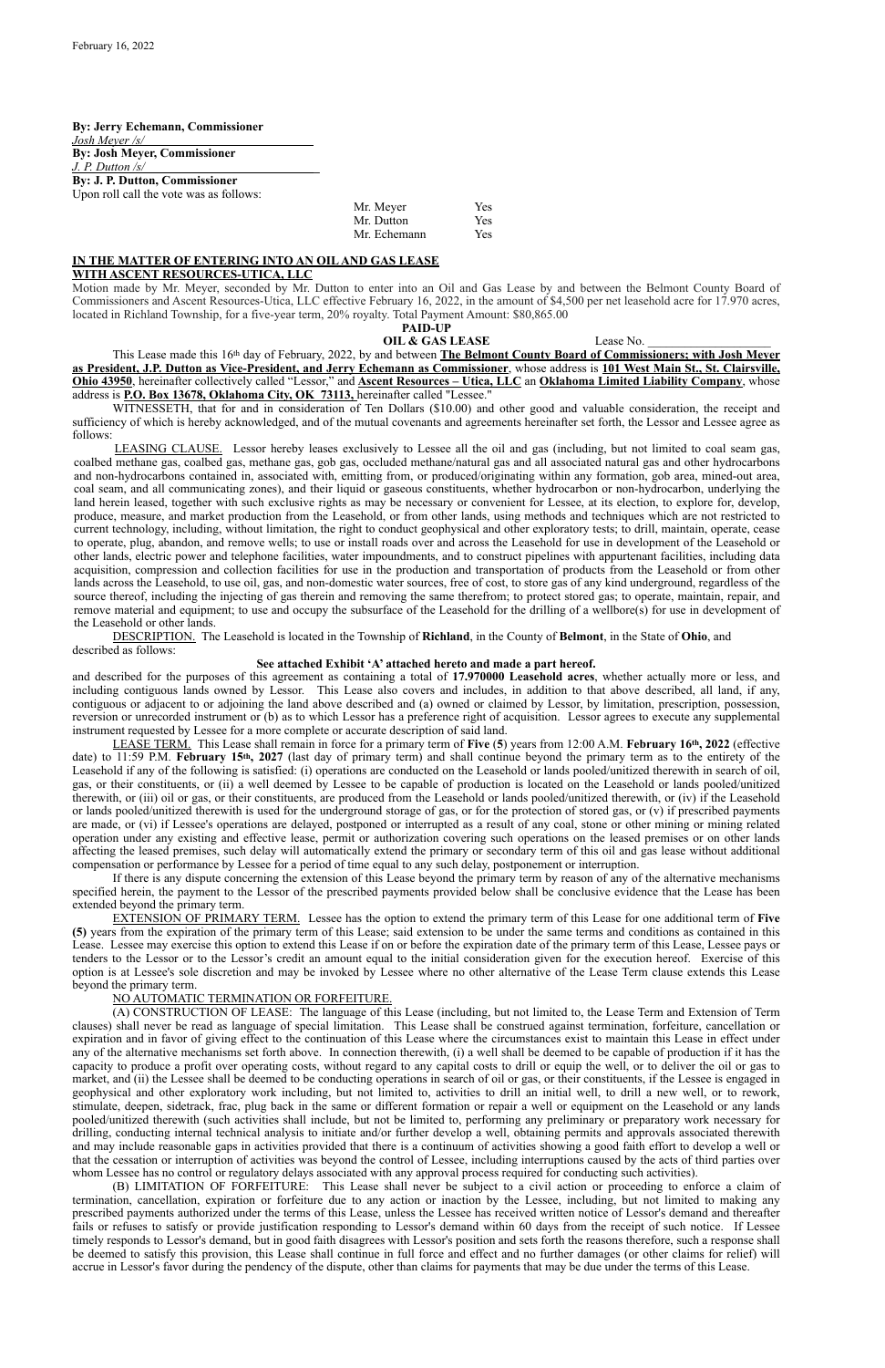February 16, 2022

**By: Jerry Echemann, Commissioner**
*Josh Meyer /s/*
**By: Josh Meyer, Commissioner**
*J. P. Dutton /s/*
**By: J. P. Dutton, Commissioner**
Upon roll call the vote was as follows:

| | |
|---|---|
| Mr. Meyer | Yes |
| Mr. Dutton | Yes |
| Mr. Echemann | Yes |

**IN THE MATTER OF ENTERING INTO AN OIL AND GAS LEASE WITH ASCENT RESOURCES-UTICA, LLC**

Motion made by Mr. Meyer, seconded by Mr. Dutton to enter into an Oil and Gas Lease by and between the Belmont County Board of Commissioners and Ascent Resources-Utica, LLC effective February 16, 2022, in the amount of $4,500 per net leasehold acre for 17.970 acres, located in Richland Township, for a five-year term, 20% royalty. Total Payment Amount: $80,865.00

**PAID-UP**
**OIL & GAS LEASE** Lease No. ____________________

This Lease made this 16th day of February, 2022, by and between **The Belmont County Board of Commissioners; with Josh Meyer as President, J.P. Dutton as Vice-President, and Jerry Echemann as Commissioner**, whose address is **101 West Main St., St. Clairsville, Ohio 43950**, hereinafter collectively called "Lessor," and **Ascent Resources – Utica, LLC** an **Oklahoma Limited Liability Company**, whose address is **P.O. Box 13678, Oklahoma City, OK 73113,** hereinafter called "Lessee."

WITNESSETH, that for and in consideration of Ten Dollars ($10.00) and other good and valuable consideration, the receipt and sufficiency of which is hereby acknowledged, and of the mutual covenants and agreements hereinafter set forth, the Lessor and Lessee agree as follows:

LEASING CLAUSE. Lessor hereby leases exclusively to Lessee all the oil and gas (including, but not limited to coal seam gas, coalbed methane gas, coalbed gas, methane gas, gob gas, occluded methane/natural gas and all associated natural gas and other hydrocarbons and non-hydrocarbons contained in, associated with, emitting from, or produced/originating within any formation, gob area, mined-out area, coal seam, and all communicating zones), and their liquid or gaseous constituents, whether hydrocarbon or non-hydrocarbon, underlying the land herein leased, together with such exclusive rights as may be necessary or convenient for Lessee, at its election, to explore for, develop, produce, measure, and market production from the Leasehold, or from other lands, using methods and techniques which are not restricted to current technology, including, without limitation, the right to conduct geophysical and other exploratory tests; to drill, maintain, operate, cease to operate, plug, abandon, and remove wells; to use or install roads over and across the Leasehold for use in development of the Leasehold or other lands, electric power and telephone facilities, water impoundments, and to construct pipelines with appurtenant facilities, including data acquisition, compression and collection facilities for use in the production and transportation of products from the Leasehold or from other lands across the Leasehold, to use oil, gas, and non-domestic water sources, free of cost, to store gas of any kind underground, regardless of the source thereof, including the injecting of gas therein and removing the same therefrom; to protect stored gas; to operate, maintain, repair, and remove material and equipment; to use and occupy the subsurface of the Leasehold for the drilling of a wellbore(s) for use in development of the Leasehold or other lands.

DESCRIPTION. The Leasehold is located in the Township of **Richland**, in the County of **Belmont**, in the State of **Ohio**, and described as follows:

**See attached Exhibit 'A' attached hereto and made a part hereof.**

and described for the purposes of this agreement as containing a total of **17.970000 Leasehold acres**, whether actually more or less, and including contiguous lands owned by Lessor. This Lease also covers and includes, in addition to that above described, all land, if any, contiguous or adjacent to or adjoining the land above described and (a) owned or claimed by Lessor, by limitation, prescription, possession, reversion or unrecorded instrument or (b) as to which Lessor has a preference right of acquisition. Lessor agrees to execute any supplemental instrument requested by Lessee for a more complete or accurate description of said land.

LEASE TERM. This Lease shall remain in force for a primary term of **Five** (**5**) years from 12:00 A.M. **February 16th, 2022** (effective date) to 11:59 P.M. **February 15th, 2027** (last day of primary term) and shall continue beyond the primary term as to the entirety of the Leasehold if any of the following is satisfied: (i) operations are conducted on the Leasehold or lands pooled/unitized therewith in search of oil, gas, or their constituents, or (ii) a well deemed by Lessee to be capable of production is located on the Leasehold or lands pooled/unitized therewith, or (iii) oil or gas, or their constituents, are produced from the Leasehold or lands pooled/unitized therewith, or (iv) if the Leasehold or lands pooled/unitized therewith is used for the underground storage of gas, or for the protection of stored gas, or (v) if prescribed payments are made, or (vi) if Lessee's operations are delayed, postponed or interrupted as a result of any coal, stone or other mining or mining related operation under any existing and effective lease, permit or authorization covering such operations on the leased premises or on other lands affecting the leased premises, such delay will automatically extend the primary or secondary term of this oil and gas lease without additional compensation or performance by Lessee for a period of time equal to any such delay, postponement or interruption.

If there is any dispute concerning the extension of this Lease beyond the primary term by reason of any of the alternative mechanisms specified herein, the payment to the Lessor of the prescribed payments provided below shall be conclusive evidence that the Lease has been extended beyond the primary term.

EXTENSION OF PRIMARY TERM. Lessee has the option to extend the primary term of this Lease for one additional term of **Five (5)** years from the expiration of the primary term of this Lease; said extension to be under the same terms and conditions as contained in this Lease. Lessee may exercise this option to extend this Lease if on or before the expiration date of the primary term of this Lease, Lessee pays or tenders to the Lessor or to the Lessor's credit an amount equal to the initial consideration given for the execution hereof. Exercise of this option is at Lessee's sole discretion and may be invoked by Lessee where no other alternative of the Lease Term clause extends this Lease beyond the primary term.

NO AUTOMATIC TERMINATION OR FORFEITURE.

(A) CONSTRUCTION OF LEASE: The language of this Lease (including, but not limited to, the Lease Term and Extension of Term clauses) shall never be read as language of special limitation. This Lease shall be construed against termination, forfeiture, cancellation or expiration and in favor of giving effect to the continuation of this Lease where the circumstances exist to maintain this Lease in effect under any of the alternative mechanisms set forth above. In connection therewith, (i) a well shall be deemed to be capable of production if it has the capacity to produce a profit over operating costs, without regard to any capital costs to drill or equip the well, or to deliver the oil or gas to market, and (ii) the Lessee shall be deemed to be conducting operations in search of oil or gas, or their constituents, if the Lessee is engaged in geophysical and other exploratory work including, but not limited to, activities to drill an initial well, to drill a new well, or to rework, stimulate, deepen, sidetrack, frac, plug back in the same or different formation or repair a well or equipment on the Leasehold or any lands pooled/unitized therewith (such activities shall include, but not be limited to, performing any preliminary or preparatory work necessary for drilling, conducting internal technical analysis to initiate and/or further develop a well, obtaining permits and approvals associated therewith and may include reasonable gaps in activities provided that there is a continuum of activities showing a good faith effort to develop a well or that the cessation or interruption of activities was beyond the control of Lessee, including interruptions caused by the acts of third parties over whom Lessee has no control or regulatory delays associated with any approval process required for conducting such activities).

(B) LIMITATION OF FORFEITURE: This Lease shall never be subject to a civil action or proceeding to enforce a claim of termination, cancellation, expiration or forfeiture due to any action or inaction by the Lessee, including, but not limited to making any prescribed payments authorized under the terms of this Lease, unless the Lessee has received written notice of Lessor's demand and thereafter fails or refuses to satisfy or provide justification responding to Lessor's demand within 60 days from the receipt of such notice. If Lessee timely responds to Lessor's demand, but in good faith disagrees with Lessor's position and sets forth the reasons therefore, such a response shall be deemed to satisfy this provision, this Lease shall continue in full force and effect and no further damages (or other claims for relief) will accrue in Lessor's favor during the pendency of the dispute, other than claims for payments that may be due under the terms of this Lease.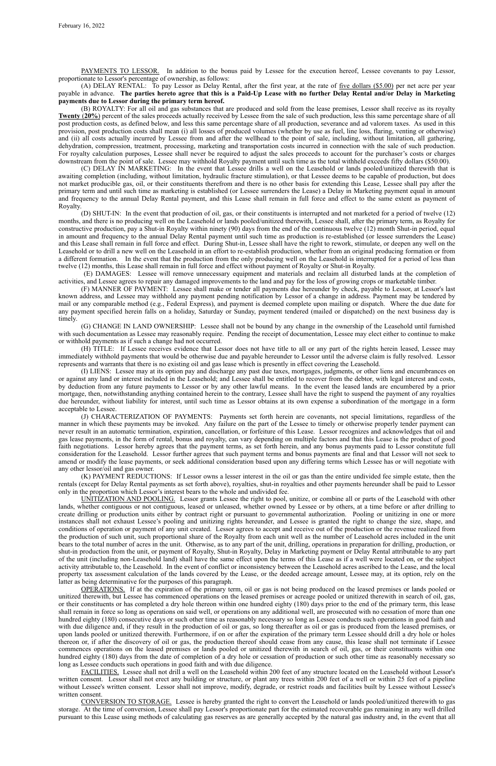<u>PAYMENTS TO LESSOR.</u> In addition to the bonus paid by Lessee for the execution hereof, Lessee covenants to pay Lessor, proportionate to Lessor's percentage of ownership, as follows:

(A) DELAY RENTAL: To pay Lessor as Delay Rental, after the first year, at the rate of <u>five dollars ($5.00)</u> per net acre per year payable in advance. **The parties hereto agree that this is a Paid-Up Lease with no further Delay Rental and/or Delay in Marketing payments due to Lessor during the primary term hereof.**

(B) ROYALTY: For all oil and gas substances that are produced and sold from the lease premises, Lessor shall receive as its royalty **<u>Twenty</u> (<u>20%</u>)** percent of the sales proceeds actually received by Lessee from the sale of such production, less this same percentage share of all post production costs, as defined below, and less this same percentage share of all production, severance and ad valorem taxes. As used in this provision, post production costs shall mean (i) all losses of produced volumes (whether by use as fuel, line loss, flaring, venting or otherwise) and (ii) all costs actually incurred by Lessee from and after the wellhead to the point of sale, including, without limitation, all gathering, dehydration, compression, treatment, processing, marketing and transportation costs incurred in connection with the sale of such production. For royalty calculation purposes, Lessee shall never be required to adjust the sales proceeds to account for the purchaser's costs or charges downstream from the point of sale. Lessee may withhold Royalty payment until such time as the total withheld exceeds fifty dollars ($50.00).

(C) DELAY IN MARKETING: In the event that Lessee drills a well on the Leasehold or lands pooled/unitized therewith that is awaiting completion (including, without limitation, hydraulic fracture stimulation), or that Lessee deems to be capable of production, but does not market producible gas, oil, or their constituents therefrom and there is no other basis for extending this Lease, Lessee shall pay after the primary term and until such time as marketing is established (or Lessee surrenders the Lease) a Delay in Marketing payment equal in amount and frequency to the annual Delay Rental payment, and this Lease shall remain in full force and effect to the same extent as payment of Royalty.

(D) SHUT-IN: In the event that production of oil, gas, or their constituents is interrupted and not marketed for a period of twelve (12) months, and there is no producing well on the Leasehold or lands pooled/unitized therewith, Lessee shall, after the primary term, as Royalty for constructive production, pay a Shut-in Royalty within ninety (90) days from the end of the continuous twelve (12) month Shut-in period, equal in amount and frequency to the annual Delay Rental payment until such time as production is re-established (or lessee surrenders the Lease) and this Lease shall remain in full force and effect. During Shut-in, Lessee shall have the right to rework, stimulate, or deepen any well on the Leasehold or to drill a new well on the Leasehold in an effort to re-establish production, whether from an original producing formation or from a different formation. In the event that the production from the only producing well on the Leasehold is interrupted for a period of less than twelve (12) months, this Lease shall remain in full force and effect without payment of Royalty or Shut-in Royalty.

(E) DAMAGES: Lessee will remove unnecessary equipment and materials and reclaim all disturbed lands at the completion of activities, and Lessee agrees to repair any damaged improvements to the land and pay for the loss of growing crops or marketable timber.

(F) MANNER OF PAYMENT: Lessee shall make or tender all payments due hereunder by check, payable to Lessor, at Lessor's last known address, and Lessee may withhold any payment pending notification by Lessor of a change in address. Payment may be tendered by mail or any comparable method (e.g., Federal Express), and payment is deemed complete upon mailing or dispatch. Where the due date for any payment specified herein falls on a holiday, Saturday or Sunday, payment tendered (mailed or dispatched) on the next business day is timely.

(G) CHANGE IN LAND OWNERSHIP: Lessee shall not be bound by any change in the ownership of the Leasehold until furnished with such documentation as Lessee may reasonably require. Pending the receipt of documentation, Lessee may elect either to continue to make or withhold payments as if such a change had not occurred.

(H) TITLE: If Lessee receives evidence that Lessor does not have title to all or any part of the rights herein leased, Lessee may immediately withhold payments that would be otherwise due and payable hereunder to Lessor until the adverse claim is fully resolved. Lessor represents and warrants that there is no existing oil and gas lease which is presently in effect covering the Leasehold.

(I) LIENS: Lessee may at its option pay and discharge any past due taxes, mortgages, judgments, or other liens and encumbrances on or against any land or interest included in the Leasehold; and Lessee shall be entitled to recover from the debtor, with legal interest and costs, by deduction from any future payments to Lessor or by any other lawful means. In the event the leased lands are encumbered by a prior mortgage, then, notwithstanding anything contained herein to the contrary, Lessee shall have the right to suspend the payment of any royalties due hereunder, without liability for interest, until such time as Lessor obtains at its own expense a subordination of the mortgage in a form acceptable to Lessee.

(J) CHARACTERIZATION OF PAYMENTS: Payments set forth herein are covenants, not special limitations, regardless of the manner in which these payments may be invoked. Any failure on the part of the Lessee to timely or otherwise properly tender payment can never result in an automatic termination, expiration, cancellation, or forfeiture of this Lease. Lessor recognizes and acknowledges that oil and gas lease payments, in the form of rental, bonus and royalty, can vary depending on multiple factors and that this Lease is the product of good faith negotiations. Lessor hereby agrees that the payment terms, as set forth herein, and any bonus payments paid to Lessor constitute full consideration for the Leasehold. Lessor further agrees that such payment terms and bonus payments are final and that Lessor will not seek to amend or modify the lease payments, or seek additional consideration based upon any differing terms which Lessee has or will negotiate with any other lessor/oil and gas owner.

(K) PAYMENT REDUCTIONS: If Lessor owns a lesser interest in the oil or gas than the entire undivided fee simple estate, then the rentals (except for Delay Rental payments as set forth above), royalties, shut-in royalties and other payments hereunder shall be paid to Lessor only in the proportion which Lessor's interest bears to the whole and undivided fee.

<u>UNITIZATION AND POOLING.</u> Lessor grants Lessee the right to pool, unitize, or combine all or parts of the Leasehold with other lands, whether contiguous or not contiguous, leased or unleased, whether owned by Lessee or by others, at a time before or after drilling to create drilling or production units either by contract right or pursuant to governmental authorization. Pooling or unitizing in one or more instances shall not exhaust Lessee's pooling and unitizing rights hereunder, and Lessee is granted the right to change the size, shape, and conditions of operation or payment of any unit created. Lessor agrees to accept and receive out of the production or the revenue realized from the production of such unit, such proportional share of the Royalty from each unit well as the number of Leasehold acres included in the unit bears to the total number of acres in the unit. Otherwise, as to any part of the unit, drilling, operations in preparation for drilling, production, or shut-in production from the unit, or payment of Royalty, Shut-in Royalty, Delay in Marketing payment or Delay Rental attributable to any part of the unit (including non-Leasehold land) shall have the same effect upon the terms of this Lease as if a well were located on, or the subject activity attributable to, the Leasehold. In the event of conflict or inconsistency between the Leasehold acres ascribed to the Lease, and the local property tax assessment calculation of the lands covered by the Lease, or the deeded acreage amount, Lessee may, at its option, rely on the latter as being determinative for the purposes of this paragraph.

<u>OPERATIONS.</u> If at the expiration of the primary term, oil or gas is not being produced on the leased premises or lands pooled or unitized therewith, but Lessee has commenced operations on the leased premises or acreage pooled or unitized therewith in search of oil, gas, or their constituents or has completed a dry hole thereon within one hundred eighty (180) days prior to the end of the primary term, this lease shall remain in force so long as operations on said well, or operations on any additional well, are prosecuted with no cessation of more than one hundred eighty (180) consecutive days or such other time as reasonably necessary so long as Lessee conducts such operations in good faith and with due diligence and, if they result in the production of oil or gas, so long thereafter as oil or gas is produced from the leased premises, or upon lands pooled or unitized therewith. Furthermore, if on or after the expiration of the primary term Lessee should drill a dry hole or holes thereon or, if after the discovery of oil or gas, the production thereof should cease from any cause, this lease shall not terminate if Lessee commences operations on the leased premises or lands pooled or unitized therewith in search of oil, gas, or their constituents within one hundred eighty (180) days from the date of completion of a dry hole or cessation of production or such other time as reasonably necessary so long as Lessee conducts such operations in good faith and with due diligence.

<u>FACILITIES.</u> Lessee shall not drill a well on the Leasehold within 200 feet of any structure located on the Leasehold without Lessor's written consent. Lessor shall not erect any building or structure, or plant any trees within 200 feet of a well or within 25 feet of a pipeline without Lessee's written consent. Lessor shall not improve, modify, degrade, or restrict roads and facilities built by Lessee without Lessee's written consent.

<u>CONVERSION TO STORAGE.</u> Lessee is hereby granted the right to convert the Leasehold or lands pooled/unitized therewith to gas storage. At the time of conversion, Lessee shall pay Lessor's proportionate part for the estimated recoverable gas remaining in any well drilled pursuant to this Lease using methods of calculating gas reserves as are generally accepted by the natural gas industry and, in the event that all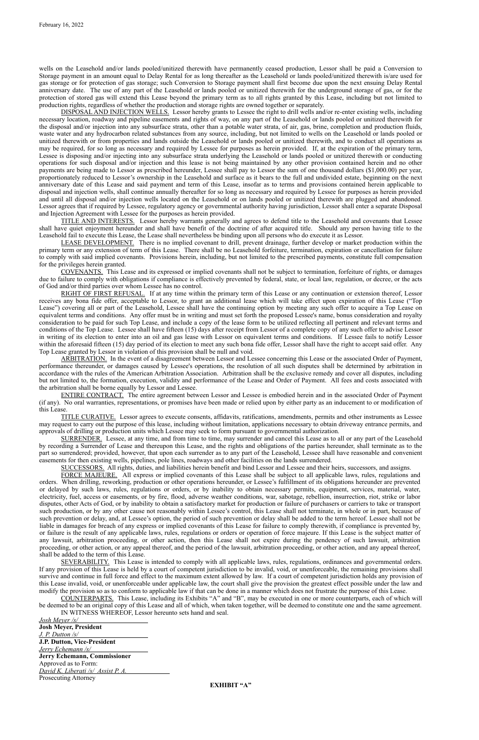wells on the Leasehold and/or lands pooled/unitized therewith have permanently ceased production, Lessor shall be paid a Conversion to Storage payment in an amount equal to Delay Rental for as long thereafter as the Leasehold or lands pooled/unitized therewith is/are used for gas storage or for protection of gas storage; such Conversion to Storage payment shall first become due upon the next ensuing Delay Rental anniversary date. The use of any part of the Leasehold or lands pooled or unitized therewith for the underground storage of gas, or for the protection of stored gas will extend this Lease beyond the primary term as to all rights granted by this Lease, including but not limited to production rights, regardless of whether the production and storage rights are owned together or separately.

DISPOSAL AND INJECTION WELLS. Lessor hereby grants to Lessee the right to drill wells and/or re-enter existing wells, including necessary location, roadway and pipeline easements and rights of way, on any part of the Leasehold or lands pooled or unitized therewith for the disposal and/or injection into any subsurface strata, other than a potable water strata, of air, gas, brine, completion and production fluids, waste water and any hydrocarbon related substances from any source, including, but not limited to wells on the Leasehold or lands pooled or unitized therewith or from properties and lands outside the Leasehold or lands pooled or unitized therewith, and to conduct all operations as may be required, for so long as necessary and required by Lessee for purposes as herein provided. If, at the expiration of the primary term, Lessee is disposing and/or injecting into any subsurface strata underlying the Leasehold or lands pooled or unitized therewith or conducting operations for such disposal and/or injection and this lease is not being maintained by any other provision contained herein and no other payments are being made to Lessor as prescribed hereunder, Lessee shall pay to Lessor the sum of one thousand dollars ($1,000.00) per year, proportionately reduced to Lessor's ownership in the Leasehold and surface as it bears to the full and undivided estate, beginning on the next anniversary date of this Lease and said payment and term of this Lease, insofar as to terms and provisions contained herein applicable to disposal and injection wells, shall continue annually thereafter for so long as necessary and required by Lessee for purposes as herein provided and until all disposal and/or injection wells located on the Leasehold or on lands pooled or unitized therewith are plugged and abandoned. Lessor agrees that if required by Lessee, regulatory agency or governmental authority having jurisdiction, Lessor shall enter a separate Disposal and Injection Agreement with Lessee for the purposes as herein provided.

TITLE AND INTERESTS. Lessor hereby warrants generally and agrees to defend title to the Leasehold and covenants that Lessee shall have quiet enjoyment hereunder and shall have benefit of the doctrine of after acquired title. Should any person having title to the Leasehold fail to execute this Lease, the Lease shall nevertheless be binding upon all persons who do execute it as Lessor.

LEASE DEVELOPMENT. There is no implied covenant to drill, prevent drainage, further develop or market production within the primary term or any extension of term of this Lease. There shall be no Leasehold forfeiture, termination, expiration or cancellation for failure to comply with said implied covenants. Provisions herein, including, but not limited to the prescribed payments, constitute full compensation for the privileges herein granted.

COVENANTS. This Lease and its expressed or implied covenants shall not be subject to termination, forfeiture of rights, or damages due to failure to comply with obligations if compliance is effectively prevented by federal, state, or local law, regulation, or decree, or the acts of God and/or third parties over whom Lessee has no control.

RIGHT OF FIRST REFUSAL. If at any time within the primary term of this Lease or any continuation or extension thereof, Lessor receives any bona fide offer, acceptable to Lessor, to grant an additional lease which will take effect upon expiration of this Lease ("Top Lease") covering all or part of the Leasehold, Lessee shall have the continuing option by meeting any such offer to acquire a Top Lease on equivalent terms and conditions. Any offer must be in writing and must set forth the proposed Lessee's name, bonus consideration and royalty consideration to be paid for such Top Lease, and include a copy of the lease form to be utilized reflecting all pertinent and relevant terms and conditions of the Top Lease. Lessee shall have fifteen (15) days after receipt from Lessor of a complete copy of any such offer to advise Lessor in writing of its election to enter into an oil and gas lease with Lessor on equivalent terms and conditions. If Lessee fails to notify Lessor within the aforesaid fifteen (15) day period of its election to meet any such bona fide offer, Lessor shall have the right to accept said offer. Any Top Lease granted by Lessor in violation of this provision shall be null and void.

ARBITRATION. In the event of a disagreement between Lessor and Lessee concerning this Lease or the associated Order of Payment, performance thereunder, or damages caused by Lessee's operations, the resolution of all such disputes shall be determined by arbitration in accordance with the rules of the American Arbitration Association. Arbitration shall be the exclusive remedy and cover all disputes, including but not limited to, the formation, execution, validity and performance of the Lease and Order of Payment. All fees and costs associated with the arbitration shall be borne equally by Lessor and Lessee.

ENTIRE CONTRACT. The entire agreement between Lessor and Lessee is embodied herein and in the associated Order of Payment (if any). No oral warranties, representations, or promises have been made or relied upon by either party as an inducement to or modification of this Lease.

TITLE CURATIVE. Lessor agrees to execute consents, affidavits, ratifications, amendments, permits and other instruments as Lessee may request to carry out the purpose of this lease, including without limitation, applications necessary to obtain driveway entrance permits, and approvals of drilling or production units which Lessee may seek to form pursuant to governmental authorization.

SURRENDER. Lessee, at any time, and from time to time, may surrender and cancel this Lease as to all or any part of the Leasehold by recording a Surrender of Lease and thereupon this Lease, and the rights and obligations of the parties hereunder, shall terminate as to the part so surrendered; provided, however, that upon each surrender as to any part of the Leasehold, Lessee shall have reasonable and convenient easements for then existing wells, pipelines, pole lines, roadways and other facilities on the lands surrendered.

SUCCESSORS. All rights, duties, and liabilities herein benefit and bind Lessor and Lessee and their heirs, successors, and assigns.

FORCE MAJEURE. All express or implied covenants of this Lease shall be subject to all applicable laws, rules, regulations and orders. When drilling, reworking, production or other operations hereunder, or Lessee's fulfillment of its obligations hereunder are prevented or delayed by such laws, rules, regulations or orders, or by inability to obtain necessary permits, equipment, services, material, water, electricity, fuel, access or easements, or by fire, flood, adverse weather conditions, war, sabotage, rebellion, insurrection, riot, strike or labor disputes, other Acts of God, or by inability to obtain a satisfactory market for production or failure of purchasers or carriers to take or transport such production, or by any other cause not reasonably within Lessee's control, this Lease shall not terminate, in whole or in part, because of such prevention or delay, and, at Lessee's option, the period of such prevention or delay shall be added to the term hereof. Lessee shall not be liable in damages for breach of any express or implied covenants of this Lease for failure to comply therewith, if compliance is prevented by, or failure is the result of any applicable laws, rules, regulations or orders or operation of force majeure. If this Lease is the subject matter of any lawsuit, arbitration proceeding, or other action, then this Lease shall not expire during the pendency of such lawsuit, arbitration proceeding, or other action, or any appeal thereof, and the period of the lawsuit, arbitration proceeding, or other action, and any appeal thereof, shall be added to the term of this Lease.

SEVERABILITY. This Lease is intended to comply with all applicable laws, rules, regulations, ordinances and governmental orders. If any provision of this Lease is held by a court of competent jurisdiction to be invalid, void, or unenforceable, the remaining provisions shall survive and continue in full force and effect to the maximum extent allowed by law. If a court of competent jurisdiction holds any provision of this Lease invalid, void, or unenforceable under applicable law, the court shall give the provision the greatest effect possible under the law and modify the provision so as to conform to applicable law if that can be done in a manner which does not frustrate the purpose of this Lease.

COUNTERPARTS. This Lease, including its Exhibits "A" and "B", may be executed in one or more counterparts, each of which will be deemed to be an original copy of this Lease and all of which, when taken together, will be deemed to constitute one and the same agreement.

IN WITNESS WHEREOF, Lessor hereunto sets hand and seal.

*Josh Meyer /s/*
**Josh Meyer, President**

*J. P. Dutton /s/*
**J.P. Dutton, Vice-President**

*Jerry Echemann /s/*
**Jerry Echemann, Commissioner**

Approved as to Form:
*David K. Liberati /s/ Assist P. A.*
Prosecuting Attorney

**EXHIBIT "A"**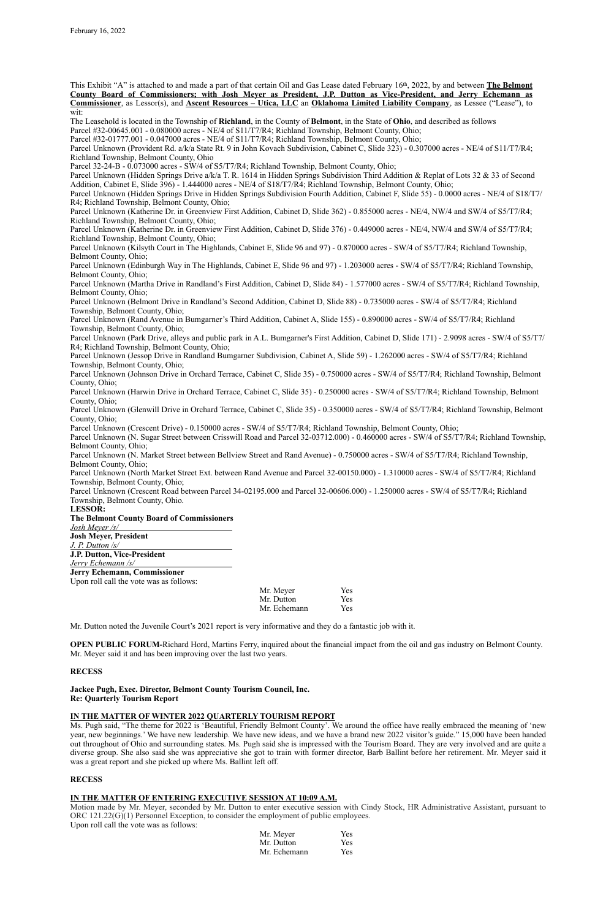This Exhibit "A" is attached to and made a part of that certain Oil and Gas Lease dated February 16th, 2022, by and between **The Belmont County Board of Commissioners; with Josh Meyer as President, J.P. Dutton as Vice-President, and Jerry Echemann as Commissioner**, as Lessor(s), and **Ascent Resources – Utica, LLC** an **Oklahoma Limited Liability Company**, as Lessee ("Lease"), to wit:

The Leasehold is located in the Township of **Richland**, in the County of **Belmont**, in the State of **Ohio**, and described as follows

Parcel #32-00645.001 - 0.080000 acres - NE/4 of S11/T7/R4; Richland Township, Belmont County, Ohio;

Parcel #32-01777.001 - 0.047000 acres - NE/4 of S11/T7/R4; Richland Township, Belmont County, Ohio;

Parcel Unknown (Provident Rd. a/k/a State Rt. 9 in John Kovach Subdivision, Cabinet C, Slide 323) - 0.307000 acres - NE/4 of S11/T7/R4; Richland Township, Belmont County, Ohio

Parcel 32-24-B - 0.073000 acres - SW/4 of S5/T7/R4; Richland Township, Belmont County, Ohio;

Parcel Unknown (Hidden Springs Drive a/k/a T. R. 1614 in Hidden Springs Subdivision Third Addition & Replat of Lots 32 & 33 of Second Addition, Cabinet E, Slide 396) - 1.444000 acres - NE/4 of S18/T7/R4; Richland Township, Belmont County, Ohio;

Parcel Unknown (Hidden Springs Drive in Hidden Springs Subdivision Fourth Addition, Cabinet F, Slide 55) - 0.0000 acres - NE/4 of S18/T7/R4; Richland Township, Belmont County, Ohio;

Parcel Unknown (Katherine Dr. in Greenview First Addition, Cabinet D, Slide 362) - 0.855000 acres - NE/4, NW/4 and SW/4 of S5/T7/R4; Richland Township, Belmont County, Ohio;

Parcel Unknown (Katherine Dr. in Greenview First Addition, Cabinet D, Slide 376) - 0.449000 acres - NE/4, NW/4 and SW/4 of S5/T7/R4; Richland Township, Belmont County, Ohio;

Parcel Unknown (Kilsyth Court in The Highlands, Cabinet E, Slide 96 and 97) - 0.870000 acres - SW/4 of S5/T7/R4; Richland Township, Belmont County, Ohio;

Parcel Unknown (Edinburgh Way in The Highlands, Cabinet E, Slide 96 and 97) - 1.203000 acres - SW/4 of S5/T7/R4; Richland Township, Belmont County, Ohio;

Parcel Unknown (Martha Drive in Randland's First Addition, Cabinet D, Slide 84) - 1.577000 acres - SW/4 of S5/T7/R4; Richland Township, Belmont County, Ohio;

Parcel Unknown (Belmont Drive in Randland's Second Addition, Cabinet D, Slide 88) - 0.735000 acres - SW/4 of S5/T7/R4; Richland Township, Belmont County, Ohio;

Parcel Unknown (Rand Avenue in Bumgarner's Third Addition, Cabinet A, Slide 155) - 0.890000 acres - SW/4 of S5/T7/R4; Richland Township, Belmont County, Ohio;

Parcel Unknown (Park Drive, alleys and public park in A.L. Bumgarner's First Addition, Cabinet D, Slide 171) - 2.9098 acres - SW/4 of S5/T7/R4; Richland Township, Belmont County, Ohio;

Parcel Unknown (Jessop Drive in Randland Bumgarner Subdivision, Cabinet A, Slide 59) - 1.262000 acres - SW/4 of S5/T7/R4; Richland Township, Belmont County, Ohio;

Parcel Unknown (Johnson Drive in Orchard Terrace, Cabinet C, Slide 35) - 0.750000 acres - SW/4 of S5/T7/R4; Richland Township, Belmont County, Ohio;

Parcel Unknown (Harwin Drive in Orchard Terrace, Cabinet C, Slide 35) - 0.250000 acres - SW/4 of S5/T7/R4; Richland Township, Belmont County, Ohio;

Parcel Unknown (Glenwill Drive in Orchard Terrace, Cabinet C, Slide 35) - 0.350000 acres - SW/4 of S5/T7/R4; Richland Township, Belmont County, Ohio;

Parcel Unknown (Crescent Drive) - 0.150000 acres - SW/4 of S5/T7/R4; Richland Township, Belmont County, Ohio;

Parcel Unknown (N. Sugar Street between Crisswill Road and Parcel 32-03712.000) - 0.460000 acres - SW/4 of S5/T7/R4; Richland Township, Belmont County, Ohio;

Parcel Unknown (N. Market Street between Bellview Street and Rand Avenue) - 0.750000 acres - SW/4 of S5/T7/R4; Richland Township, Belmont County, Ohio;

Parcel Unknown (North Market Street Ext. between Rand Avenue and Parcel 32-00150.000) - 1.310000 acres - SW/4 of S5/T7/R4; Richland Township, Belmont County, Ohio;

Parcel Unknown (Crescent Road between Parcel 34-02195.000 and Parcel 32-00606.000) - 1.250000 acres - SW/4 of S5/T7/R4; Richland Township, Belmont County, Ohio.

**LESSOR:**

**The Belmont County Board of Commissioners**

*Josh Meyer /s/*

**Josh Meyer, President**

*J. P. Dutton /s/*

**J.P. Dutton, Vice-President**

*Jerry Echemann /s/*

**Jerry Echemann, Commissioner**

Upon roll call the vote was as follows:

| | |
|---|---|
| Mr. Meyer | Yes |
| Mr. Dutton | Yes |
| Mr. Echemann | Yes |

Mr. Dutton noted the Juvenile Court's 2021 report is very informative and they do a fantastic job with it.

**OPEN PUBLIC FORUM-**Richard Hord, Martins Ferry, inquired about the financial impact from the oil and gas industry on Belmont County. Mr. Meyer said it and has been improving over the last two years.

**RECESS**

**Jackee Pugh, Exec. Director, Belmont County Tourism Council, Inc.**
**Re: Quarterly Tourism Report**

**IN THE MATTER OF WINTER 2022 QUARTERLY TOURISM REPORT**

Ms. Pugh said, "The theme for 2022 is 'Beautiful, Friendly Belmont County'. We around the office have really embraced the meaning of 'new year, new beginnings.' We have new leadership. We have new ideas, and we have a brand new 2022 visitor's guide." 15,000 have been handed out throughout of Ohio and surrounding states. Ms. Pugh said she is impressed with the Tourism Board. They are very involved and are quite a diverse group. She also said she was appreciative she got to train with former director, Barb Ballint before her retirement. Mr. Meyer said it was a great report and she picked up where Ms. Ballint left off.

**RECESS**

**IN THE MATTER OF ENTERING EXECUTIVE SESSION AT 10:09 A.M.**

Motion made by Mr. Meyer, seconded by Mr. Dutton to enter executive session with Cindy Stock, HR Administrative Assistant, pursuant to ORC 121.22(G)(1) Personnel Exception, to consider the employment of public employees.

Upon roll call the vote was as follows:

| | |
|---|---|
| Mr. Meyer | Yes |
| Mr. Dutton | Yes |
| Mr. Echemann | Yes |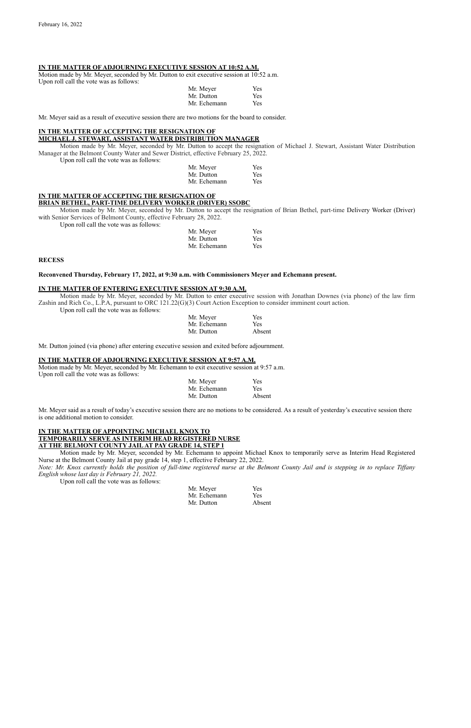**IN THE MATTER OF ADJOURNING EXECUTIVE SESSION AT 10:52 A.M.**

Motion made by Mr. Meyer, seconded by Mr. Dutton to exit executive session at 10:52 a.m.
Upon roll call the vote was as follows:

| | |
|---|---|
| Mr. Meyer | Yes |
| Mr. Dutton | Yes |
| Mr. Echemann | Yes |

Mr. Meyer said as a result of executive session there are two motions for the board to consider.

**IN THE MATTER OF ACCEPTING THE RESIGNATION OF MICHAEL J. STEWART, ASSISTANT WATER DISTRIBUTION MANAGER**

Motion made by Mr. Meyer, seconded by Mr. Dutton to accept the resignation of Michael J. Stewart, Assistant Water Distribution Manager at the Belmont County Water and Sewer District, effective February 25, 2022.
Upon roll call the vote was as follows:

| | |
|---|---|
| Mr. Meyer | Yes |
| Mr. Dutton | Yes |
| Mr. Echemann | Yes |

**IN THE MATTER OF ACCEPTING THE RESIGNATION OF BRIAN BETHEL, PART-TIME DELIVERY WORKER (DRIVER) SSOBC**

Motion made by Mr. Meyer, seconded by Mr. Dutton to accept the resignation of Brian Bethel, part-time Delivery Worker (Driver) with Senior Services of Belmont County, effective February 28, 2022.
Upon roll call the vote was as follows:

| | |
|---|---|
| Mr. Meyer | Yes |
| Mr. Dutton | Yes |
| Mr. Echemann | Yes |

**RECESS**

**Reconvened Thursday, February 17, 2022, at 9:30 a.m. with Commissioners Meyer and Echemann present.**

**IN THE MATTER OF ENTERING EXECUTIVE SESSION AT 9:30 A.M.**

Motion made by Mr. Meyer, seconded by Mr. Dutton to enter executive session with Jonathan Downes (via phone) of the law firm Zashin and Rich Co., L.P.A, pursuant to ORC 121.22(G)(3) Court Action Exception to consider imminent court action.
Upon roll call the vote was as follows:

| | |
|---|---|
| Mr. Meyer | Yes |
| Mr. Echemann | Yes |
| Mr. Dutton | Absent |

Mr. Dutton joined (via phone) after entering executive session and exited before adjournment.

**IN THE MATTER OF ADJOURNING EXECUTIVE SESSION AT 9:57 A.M.**

Motion made by Mr. Meyer, seconded by Mr. Echemann to exit executive session at 9:57 a.m.
Upon roll call the vote was as follows:

| | |
|---|---|
| Mr. Meyer | Yes |
| Mr. Echemann | Yes |
| Mr. Dutton | Absent |

Mr. Meyer said as a result of today's executive session there are no motions to be considered. As a result of yesterday's executive session there is one additional motion to consider.

**IN THE MATTER OF APPOINTING MICHAEL KNOX TO TEMPORARILY SERVE AS INTERIM HEAD REGISTERED NURSE AT THE BELMONT COUNTY JAIL AT PAY GRADE 14, STEP 1**

Motion made by Mr. Meyer, seconded by Mr. Echemann to appoint Michael Knox to temporarily serve as Interim Head Registered Nurse at the Belmont County Jail at pay grade 14, step 1, effective February 22, 2022.

*Note: Mr. Knox currently holds the position of full-time registered nurse at the Belmont County Jail and is stepping in to replace Tiffany English whose last day is February 21, 2022.*

Upon roll call the vote was as follows:

| | |
|---|---|
| Mr. Meyer | Yes |
| Mr. Echemann | Yes |
| Mr. Dutton | Absent |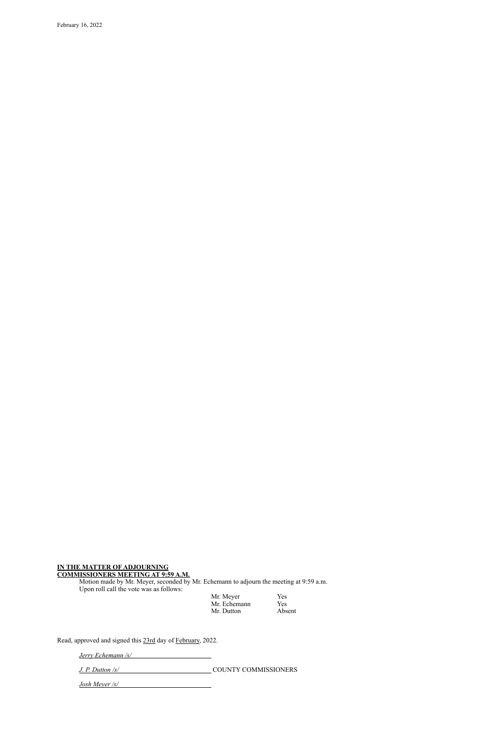**IN THE MATTER OF ADJOURNING COMMISSIONERS MEETING AT 9:59 A.M.**

Motion made by Mr. Meyer, seconded by Mr. Echemann to adjourn the meeting at 9:59 a.m. Upon roll call the vote was as follows:

| | |
|---|---|
| Mr. Meyer | Yes |
| Mr. Echemann | Yes |
| Mr. Dutton | Absent |

Read, approved and signed this 23rd day of February, 2022.

*Jerry Echemann /s/* \_\_\_\_\_\_\_\_\_\_\_\_\_\_\_\_\_\_\_\_

*J. P. Dutton /s/* \_\_\_\_\_\_\_\_\_\_\_\_\_\_\_\_\_\_\_\_ COUNTY COMMISSIONERS

*Josh Meyer /s/* \_\_\_\_\_\_\_\_\_\_\_\_\_\_\_\_\_\_\_\_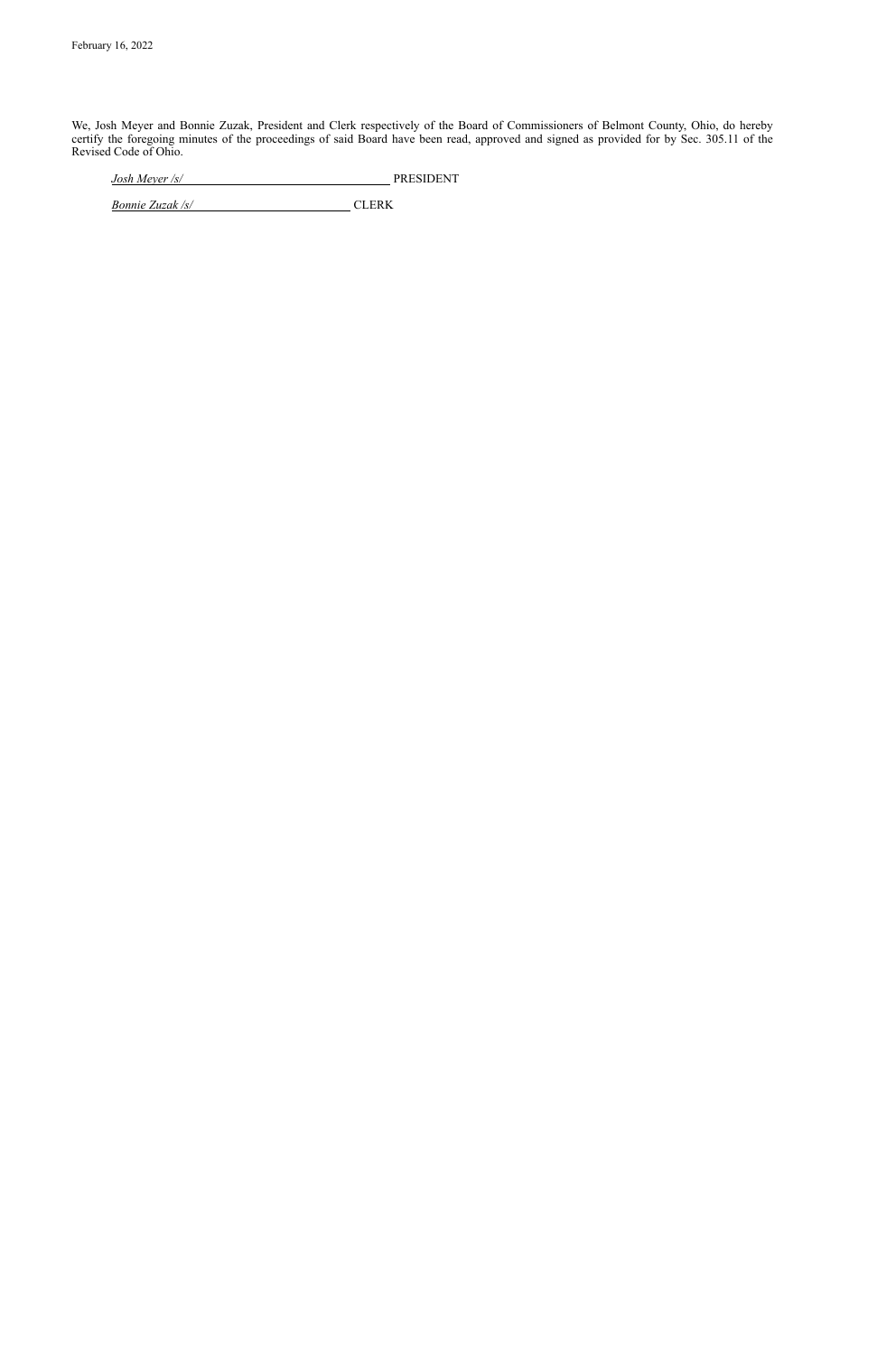February 16, 2022

We, Josh Meyer and Bonnie Zuzak, President and Clerk respectively of the Board of Commissioners of Belmont County, Ohio, do hereby certify the foregoing minutes of the proceedings of said Board have been read, approved and signed as provided for by Sec. 305.11 of the Revised Code of Ohio.

*Josh Meyer /s/* ______________________ PRESIDENT

*Bonnie Zuzak /s/* ______________________ CLERK